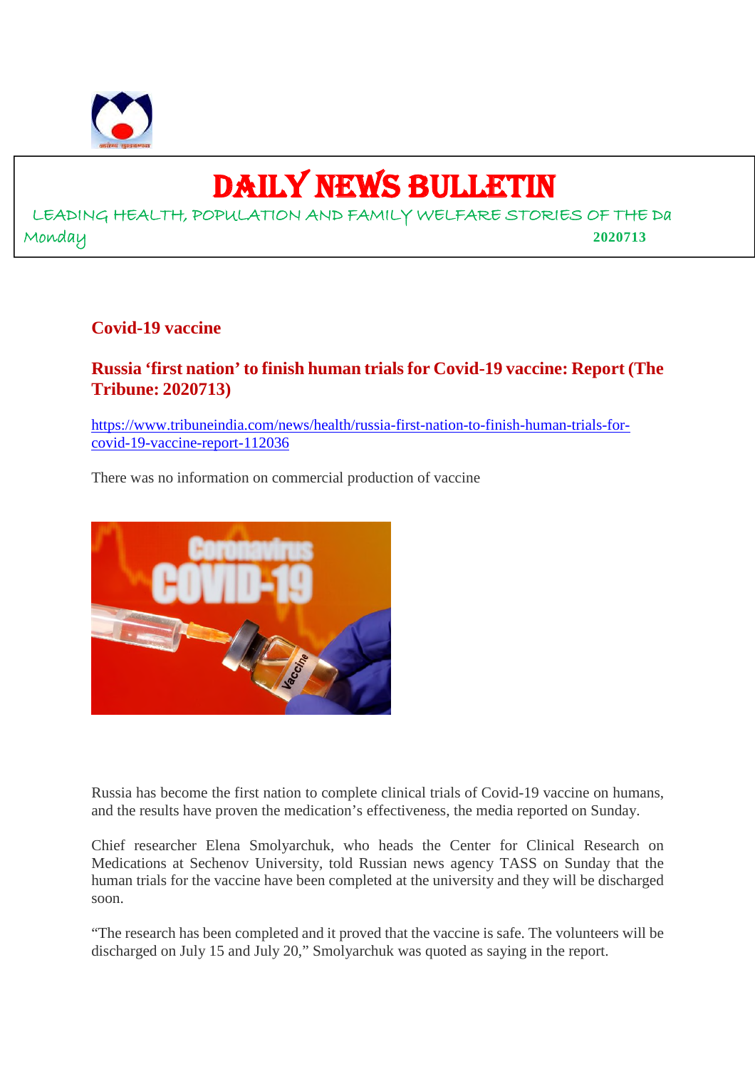# DAILY NEWS BULLETIN

LEADING HEALTH, POPULATION AND FAMILY WELFARE STORIES OF THE Da

Monday **2020713**

## Covid-19 vaccine

### Russia 'first nation' to finish human trials for Covid-19 vaccine: Report (The Tribune: 2020713)

https://www.tribuneindia.com/news/health/russia-first-nation-to-finish-human-trials-for-covid-19-vaccine-report-112036

There was no information on commercial production of vaccine

Russia has become the first nation to complete clinical trials of Covid-19 vaccine on humans, and the results have proven the medication's effectiveness, the media reported on Sunday.

Chief researcher Elena Smolyarchuk, who heads the Center for Clinical Research on Medications at Sechenov University, told Russian news agency TASS on Sunday that the human trials for the vaccine have been completed at the university and they will be discharged soon.

"The research has been completed and it proved that the vaccine is safe. The volunteers will be discharged on July 15 and July 20," Smolyarchuk was quoted as saying in the report.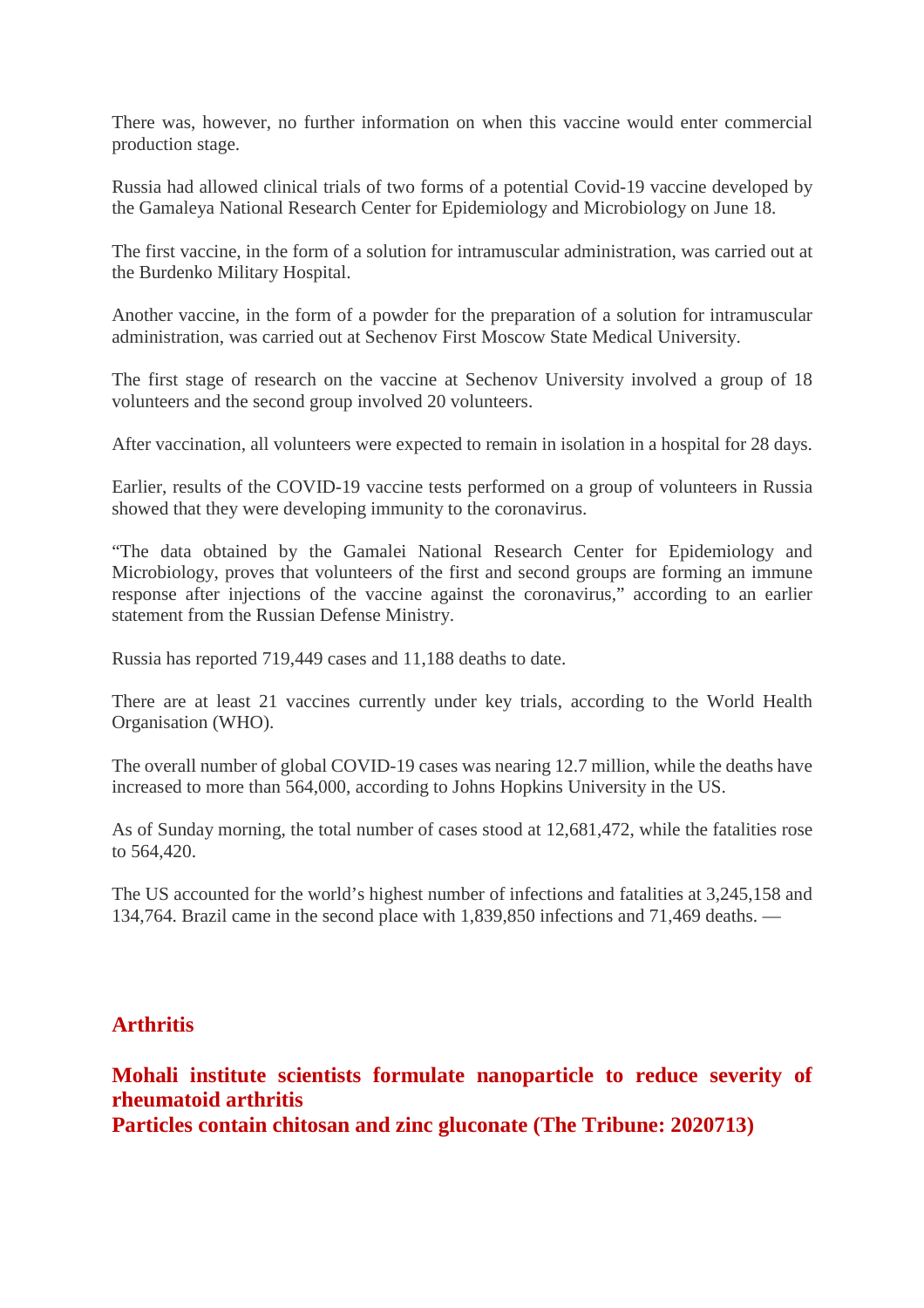There was, however, no further information on when this vaccine would enter commercial production stage.

Russia had allowed clinical trials of two forms of a potential Covid-19 vaccine developed by the Gamaleya National Research Center for Epidemiology and Microbiology on June 18.

The first vaccine, in the form of a solution for intramuscular administration, was carried out at the Burdenko Military Hospital.

Another vaccine, in the form of a powder for the preparation of a solution for intramuscular administration, was carried out at Sechenov First Moscow State Medical University.

The first stage of research on the vaccine at Sechenov University involved a group of 18 volunteers and the second group involved 20 volunteers.

After vaccination, all volunteers were expected to remain in isolation in a hospital for 28 days.

Earlier, results of the COVID-19 vaccine tests performed on a group of volunteers in Russia showed that they were developing immunity to the coronavirus.

"The data obtained by the Gamalei National Research Center for Epidemiology and Microbiology, proves that volunteers of the first and second groups are forming an immune response after injections of the vaccine against the coronavirus," according to an earlier statement from the Russian Defense Ministry.

Russia has reported 719,449 cases and 11,188 deaths to date.

There are at least 21 vaccines currently under key trials, according to the World Health Organisation (WHO).

The overall number of global COVID-19 cases was nearing 12.7 million, while the deaths have increased to more than 564,000, according to Johns Hopkins University in the US.

As of Sunday morning, the total number of cases stood at 12,681,472, while the fatalities rose to 564,420.

The US accounted for the world's highest number of infections and fatalities at 3,245,158 and 134,764. Brazil came in the second place with 1,839,850 infections and 71,469 deaths. —

## Arthritis

**Mohali institute scientists formulate nanoparticle to reduce severity of rheumatoid arthritis**
**Particles contain chitosan and zinc gluconate (The Tribune: 2020713)**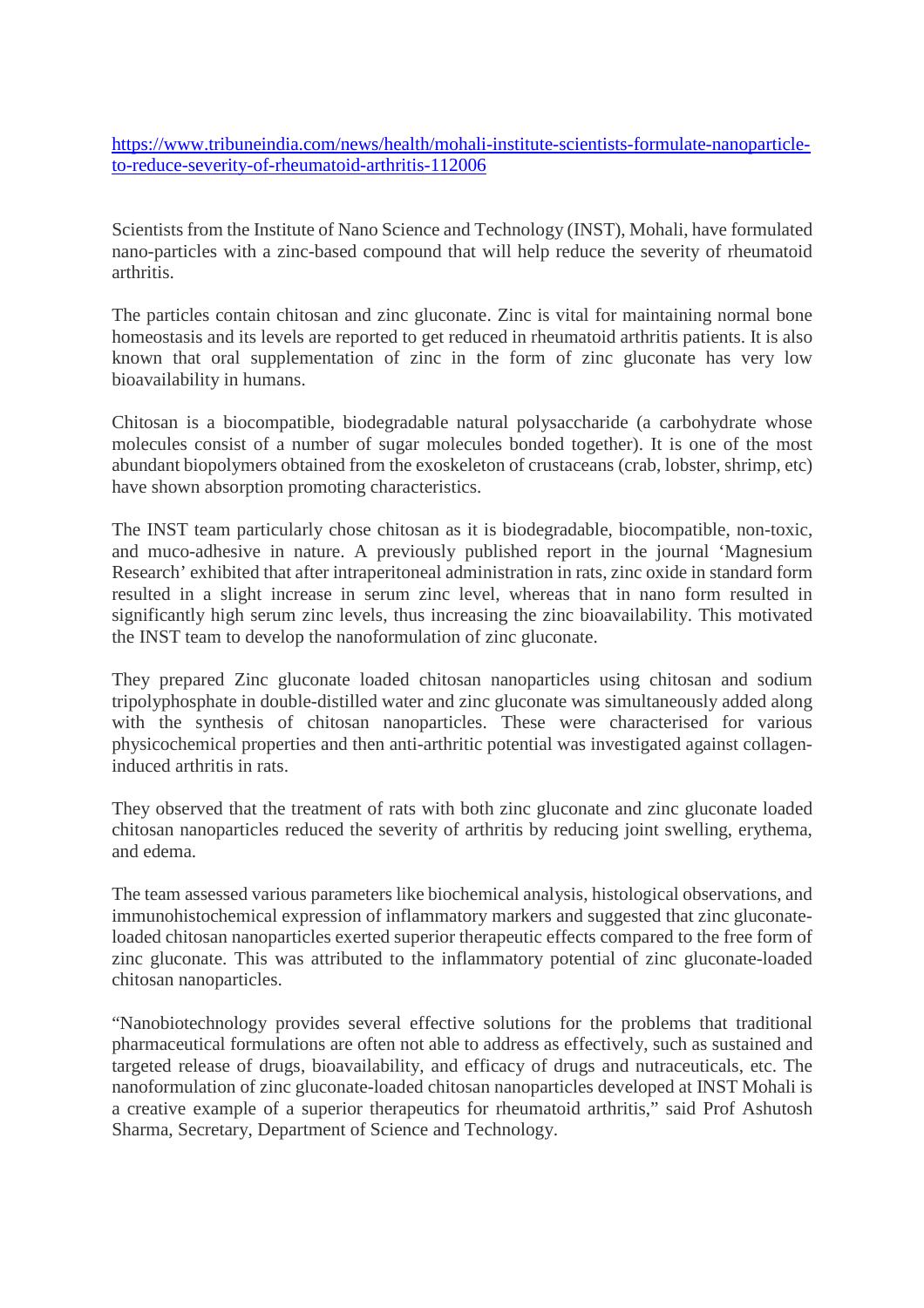https://www.tribuneindia.com/news/health/mohali-institute-scientists-formulate-nanoparticle-to-reduce-severity-of-rheumatoid-arthritis-112006

Scientists from the Institute of Nano Science and Technology (INST), Mohali, have formulated nano-particles with a zinc-based compound that will help reduce the severity of rheumatoid arthritis.

The particles contain chitosan and zinc gluconate. Zinc is vital for maintaining normal bone homeostasis and its levels are reported to get reduced in rheumatoid arthritis patients. It is also known that oral supplementation of zinc in the form of zinc gluconate has very low bioavailability in humans.

Chitosan is a biocompatible, biodegradable natural polysaccharide (a carbohydrate whose molecules consist of a number of sugar molecules bonded together). It is one of the most abundant biopolymers obtained from the exoskeleton of crustaceans (crab, lobster, shrimp, etc) have shown absorption promoting characteristics.

The INST team particularly chose chitosan as it is biodegradable, biocompatible, non-toxic, and muco-adhesive in nature. A previously published report in the journal 'Magnesium Research' exhibited that after intraperitoneal administration in rats, zinc oxide in standard form resulted in a slight increase in serum zinc level, whereas that in nano form resulted in significantly high serum zinc levels, thus increasing the zinc bioavailability. This motivated the INST team to develop the nanoformulation of zinc gluconate.

They prepared Zinc gluconate loaded chitosan nanoparticles using chitosan and sodium tripolyphosphate in double-distilled water and zinc gluconate was simultaneously added along with the synthesis of chitosan nanoparticles. These were characterised for various physicochemical properties and then anti-arthritic potential was investigated against collagen-induced arthritis in rats.

They observed that the treatment of rats with both zinc gluconate and zinc gluconate loaded chitosan nanoparticles reduced the severity of arthritis by reducing joint swelling, erythema, and edema.

The team assessed various parameters like biochemical analysis, histological observations, and immunohistochemical expression of inflammatory markers and suggested that zinc gluconate-loaded chitosan nanoparticles exerted superior therapeutic effects compared to the free form of zinc gluconate. This was attributed to the inflammatory potential of zinc gluconate-loaded chitosan nanoparticles.

"Nanobiotechnology provides several effective solutions for the problems that traditional pharmaceutical formulations are often not able to address as effectively, such as sustained and targeted release of drugs, bioavailability, and efficacy of drugs and nutraceuticals, etc. The nanoformulation of zinc gluconate-loaded chitosan nanoparticles developed at INST Mohali is a creative example of a superior therapeutics for rheumatoid arthritis," said Prof Ashutosh Sharma, Secretary, Department of Science and Technology.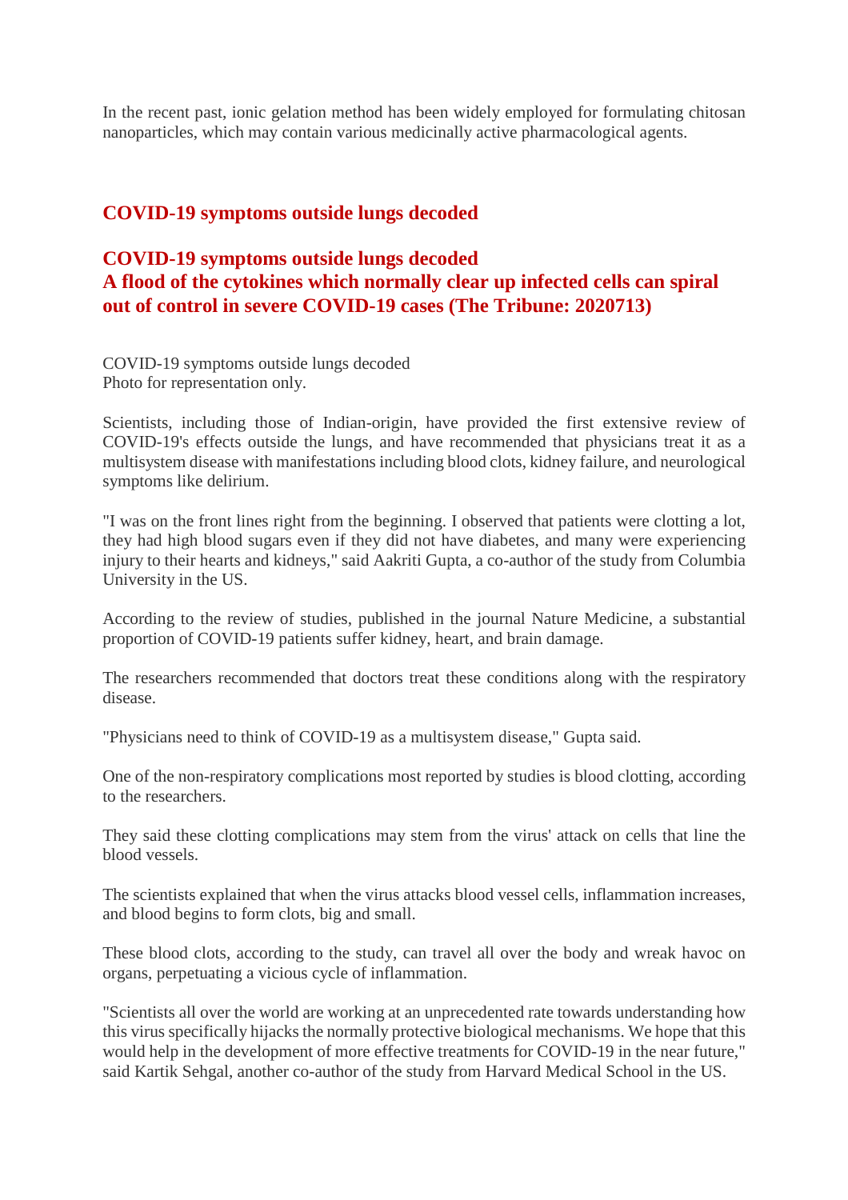In the recent past, ionic gelation method has been widely employed for formulating chitosan nanoparticles, which may contain various medicinally active pharmacological agents.

## COVID-19 symptoms outside lungs decoded

## COVID-19 symptoms outside lungs decoded
## A flood of the cytokines which normally clear up infected cells can spiral out of control in severe COVID-19 cases (The Tribune: 2020713)

COVID-19 symptoms outside lungs decoded
Photo for representation only.

Scientists, including those of Indian-origin, have provided the first extensive review of COVID-19's effects outside the lungs, and have recommended that physicians treat it as a multisystem disease with manifestations including blood clots, kidney failure, and neurological symptoms like delirium.

"I was on the front lines right from the beginning. I observed that patients were clotting a lot, they had high blood sugars even if they did not have diabetes, and many were experiencing injury to their hearts and kidneys," said Aakriti Gupta, a co-author of the study from Columbia University in the US.

According to the review of studies, published in the journal Nature Medicine, a substantial proportion of COVID-19 patients suffer kidney, heart, and brain damage.

The researchers recommended that doctors treat these conditions along with the respiratory disease.

"Physicians need to think of COVID-19 as a multisystem disease," Gupta said.

One of the non-respiratory complications most reported by studies is blood clotting, according to the researchers.

They said these clotting complications may stem from the virus' attack on cells that line the blood vessels.

The scientists explained that when the virus attacks blood vessel cells, inflammation increases, and blood begins to form clots, big and small.

These blood clots, according to the study, can travel all over the body and wreak havoc on organs, perpetuating a vicious cycle of inflammation.

"Scientists all over the world are working at an unprecedented rate towards understanding how this virus specifically hijacks the normally protective biological mechanisms. We hope that this would help in the development of more effective treatments for COVID-19 in the near future," said Kartik Sehgal, another co-author of the study from Harvard Medical School in the US.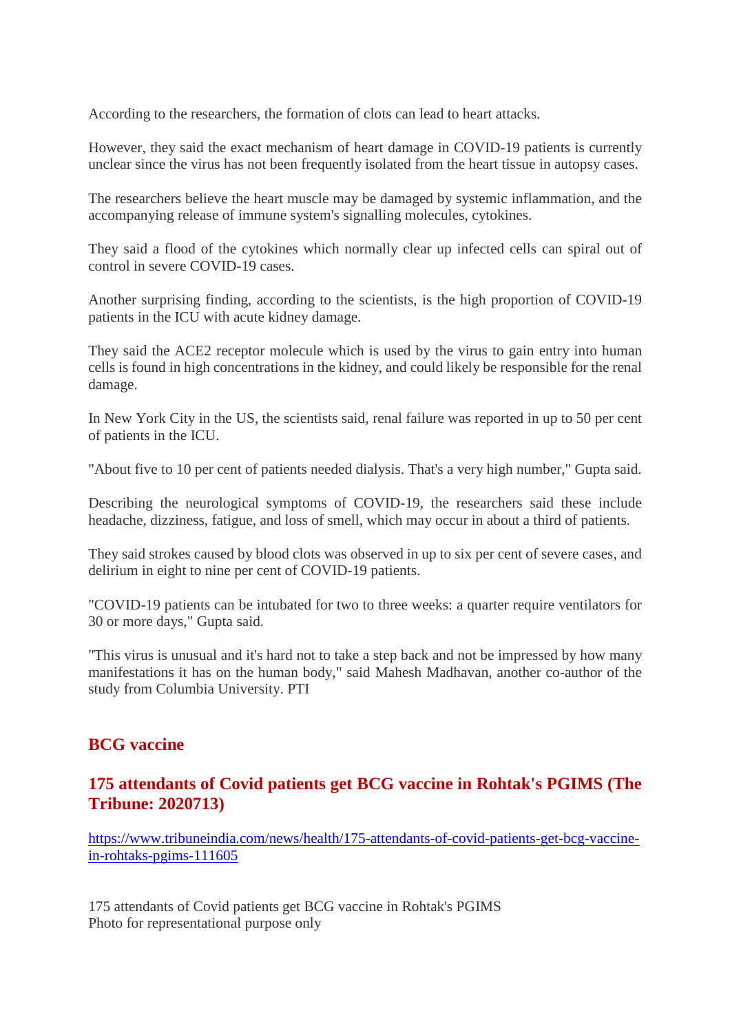According to the researchers, the formation of clots can lead to heart attacks.

However, they said the exact mechanism of heart damage in COVID-19 patients is currently unclear since the virus has not been frequently isolated from the heart tissue in autopsy cases.

The researchers believe the heart muscle may be damaged by systemic inflammation, and the accompanying release of immune system's signalling molecules, cytokines.

They said a flood of the cytokines which normally clear up infected cells can spiral out of control in severe COVID-19 cases.

Another surprising finding, according to the scientists, is the high proportion of COVID-19 patients in the ICU with acute kidney damage.

They said the ACE2 receptor molecule which is used by the virus to gain entry into human cells is found in high concentrations in the kidney, and could likely be responsible for the renal damage.

In New York City in the US, the scientists said, renal failure was reported in up to 50 per cent of patients in the ICU.

"About five to 10 per cent of patients needed dialysis. That's a very high number," Gupta said.

Describing the neurological symptoms of COVID-19, the researchers said these include headache, dizziness, fatigue, and loss of smell, which may occur in about a third of patients.

They said strokes caused by blood clots was observed in up to six per cent of severe cases, and delirium in eight to nine per cent of COVID-19 patients.

"COVID-19 patients can be intubated for two to three weeks: a quarter require ventilators for 30 or more days," Gupta said.

"This virus is unusual and it's hard not to take a step back and not be impressed by how many manifestations it has on the human body," said Mahesh Madhavan, another co-author of the study from Columbia University. PTI

## BCG vaccine

### 175 attendants of Covid patients get BCG vaccine in Rohtak's PGIMS (The Tribune: 2020713)

https://www.tribuneindia.com/news/health/175-attendants-of-covid-patients-get-bcg-vaccine-in-rohtaks-pgims-111605

175 attendants of Covid patients get BCG vaccine in Rohtak's PGIMS
Photo for representational purpose only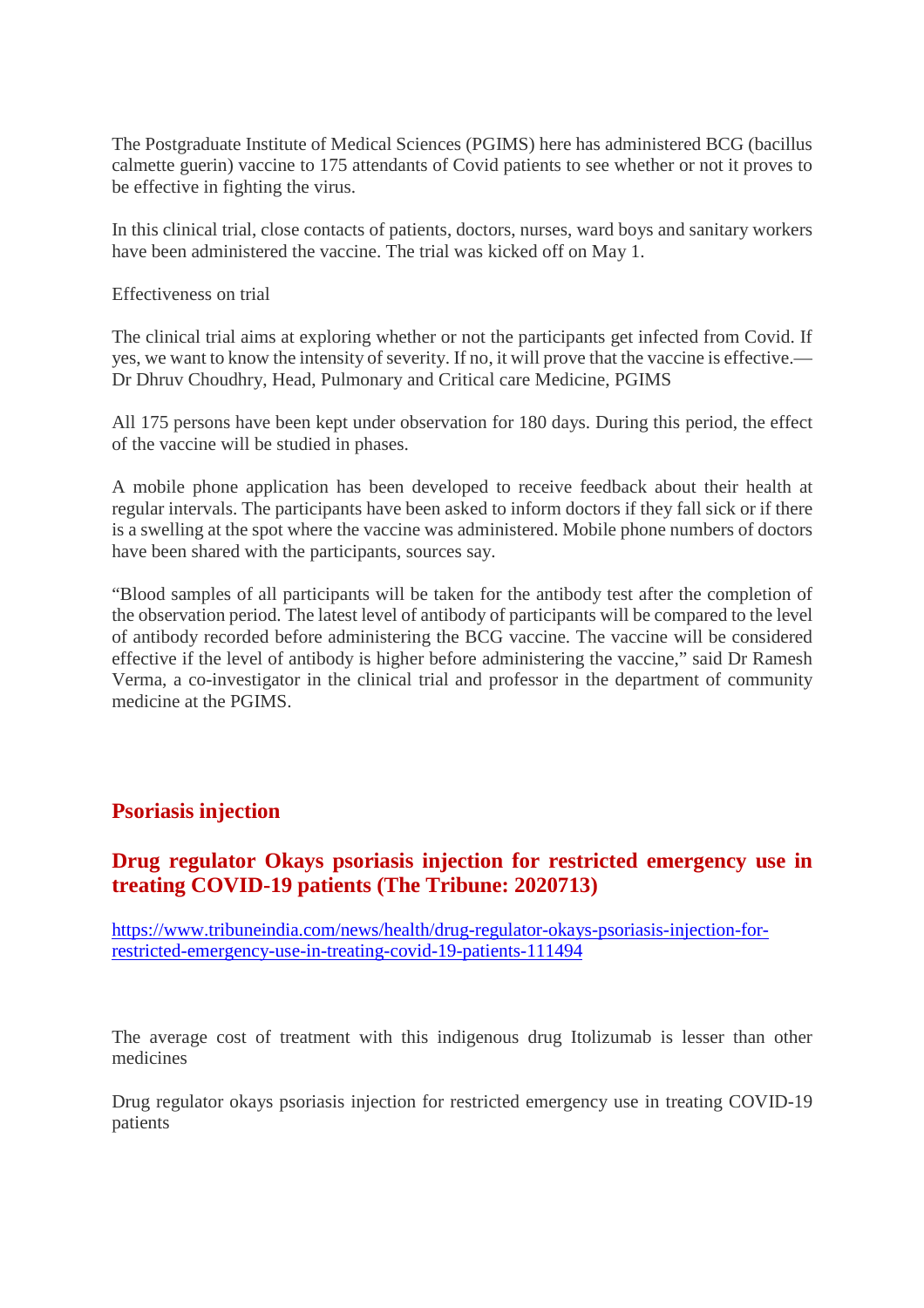The Postgraduate Institute of Medical Sciences (PGIMS) here has administered BCG (bacillus calmette guerin) vaccine to 175 attendants of Covid patients to see whether or not it proves to be effective in fighting the virus.

In this clinical trial, close contacts of patients, doctors, nurses, ward boys and sanitary workers have been administered the vaccine. The trial was kicked off on May 1.

Effectiveness on trial

The clinical trial aims at exploring whether or not the participants get infected from Covid. If yes, we want to know the intensity of severity. If no, it will prove that the vaccine is effective.— Dr Dhruv Choudhry, Head, Pulmonary and Critical care Medicine, PGIMS

All 175 persons have been kept under observation for 180 days. During this period, the effect of the vaccine will be studied in phases.

A mobile phone application has been developed to receive feedback about their health at regular intervals. The participants have been asked to inform doctors if they fall sick or if there is a swelling at the spot where the vaccine was administered. Mobile phone numbers of doctors have been shared with the participants, sources say.

"Blood samples of all participants will be taken for the antibody test after the completion of the observation period. The latest level of antibody of participants will be compared to the level of antibody recorded before administering the BCG vaccine. The vaccine will be considered effective if the level of antibody is higher before administering the vaccine," said Dr Ramesh Verma, a co-investigator in the clinical trial and professor in the department of community medicine at the PGIMS.

## Psoriasis injection

### Drug regulator Okays psoriasis injection for restricted emergency use in treating COVID-19 patients (The Tribune: 2020713)

https://www.tribuneindia.com/news/health/drug-regulator-okays-psoriasis-injection-for-restricted-emergency-use-in-treating-covid-19-patients-111494

The average cost of treatment with this indigenous drug Itolizumab is lesser than other medicines

Drug regulator okays psoriasis injection for restricted emergency use in treating COVID-19 patients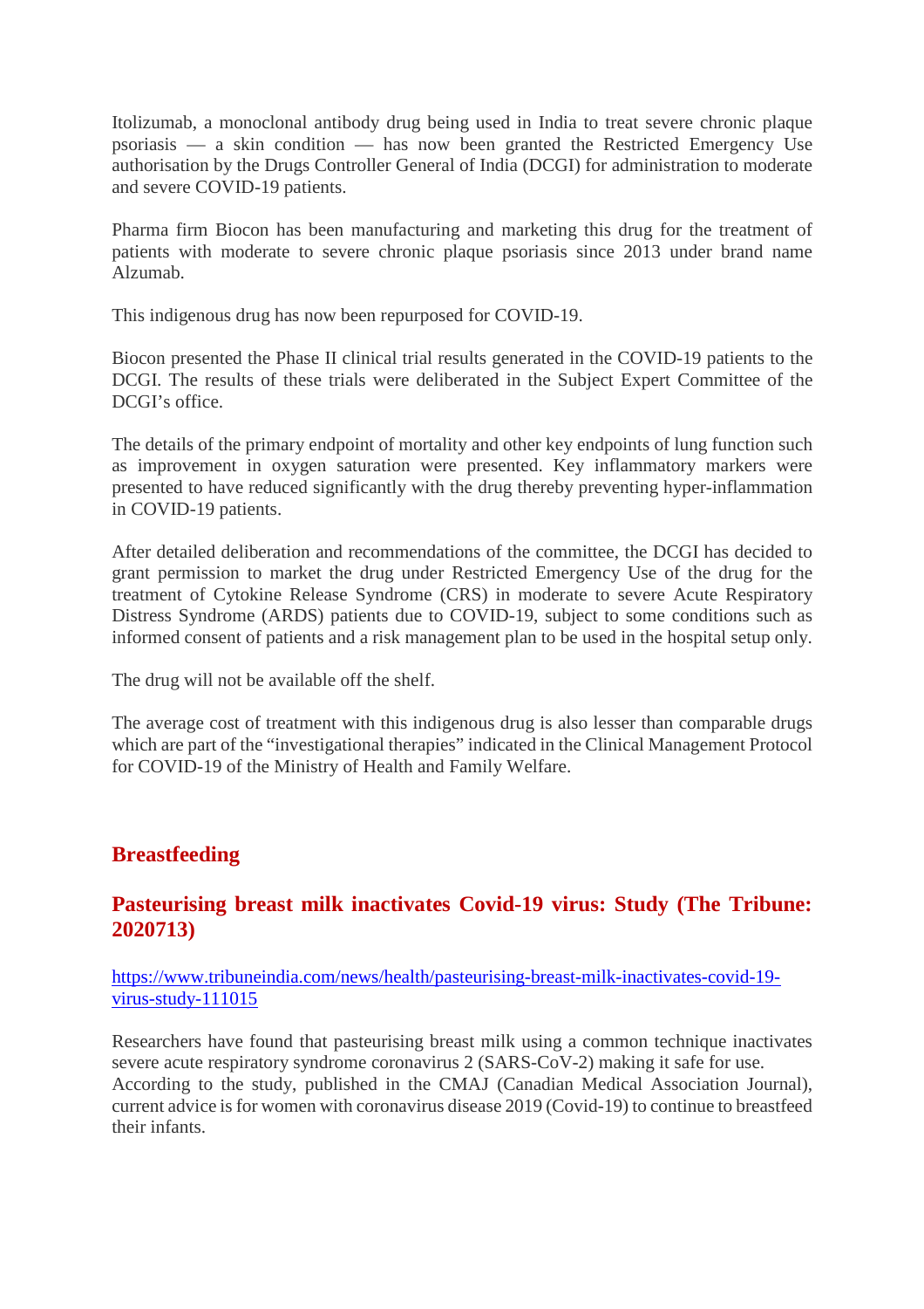Itolizumab, a monoclonal antibody drug being used in India to treat severe chronic plaque psoriasis — a skin condition — has now been granted the Restricted Emergency Use authorisation by the Drugs Controller General of India (DCGI) for administration to moderate and severe COVID-19 patients.

Pharma firm Biocon has been manufacturing and marketing this drug for the treatment of patients with moderate to severe chronic plaque psoriasis since 2013 under brand name Alzumab.

This indigenous drug has now been repurposed for COVID-19.

Biocon presented the Phase II clinical trial results generated in the COVID-19 patients to the DCGI. The results of these trials were deliberated in the Subject Expert Committee of the DCGI's office.

The details of the primary endpoint of mortality and other key endpoints of lung function such as improvement in oxygen saturation were presented. Key inflammatory markers were presented to have reduced significantly with the drug thereby preventing hyper-inflammation in COVID-19 patients.

After detailed deliberation and recommendations of the committee, the DCGI has decided to grant permission to market the drug under Restricted Emergency Use of the drug for the treatment of Cytokine Release Syndrome (CRS) in moderate to severe Acute Respiratory Distress Syndrome (ARDS) patients due to COVID-19, subject to some conditions such as informed consent of patients and a risk management plan to be used in the hospital setup only.

The drug will not be available off the shelf.

The average cost of treatment with this indigenous drug is also lesser than comparable drugs which are part of the "investigational therapies" indicated in the Clinical Management Protocol for COVID-19 of the Ministry of Health and Family Welfare.

## Breastfeeding

### Pasteurising breast milk inactivates Covid-19 virus: Study (The Tribune: 2020713)

https://www.tribuneindia.com/news/health/pasteurising-breast-milk-inactivates-covid-19-virus-study-111015

Researchers have found that pasteurising breast milk using a common technique inactivates severe acute respiratory syndrome coronavirus 2 (SARS-CoV-2) making it safe for use.
According to the study, published in the CMAJ (Canadian Medical Association Journal), current advice is for women with coronavirus disease 2019 (Covid-19) to continue to breastfeed their infants.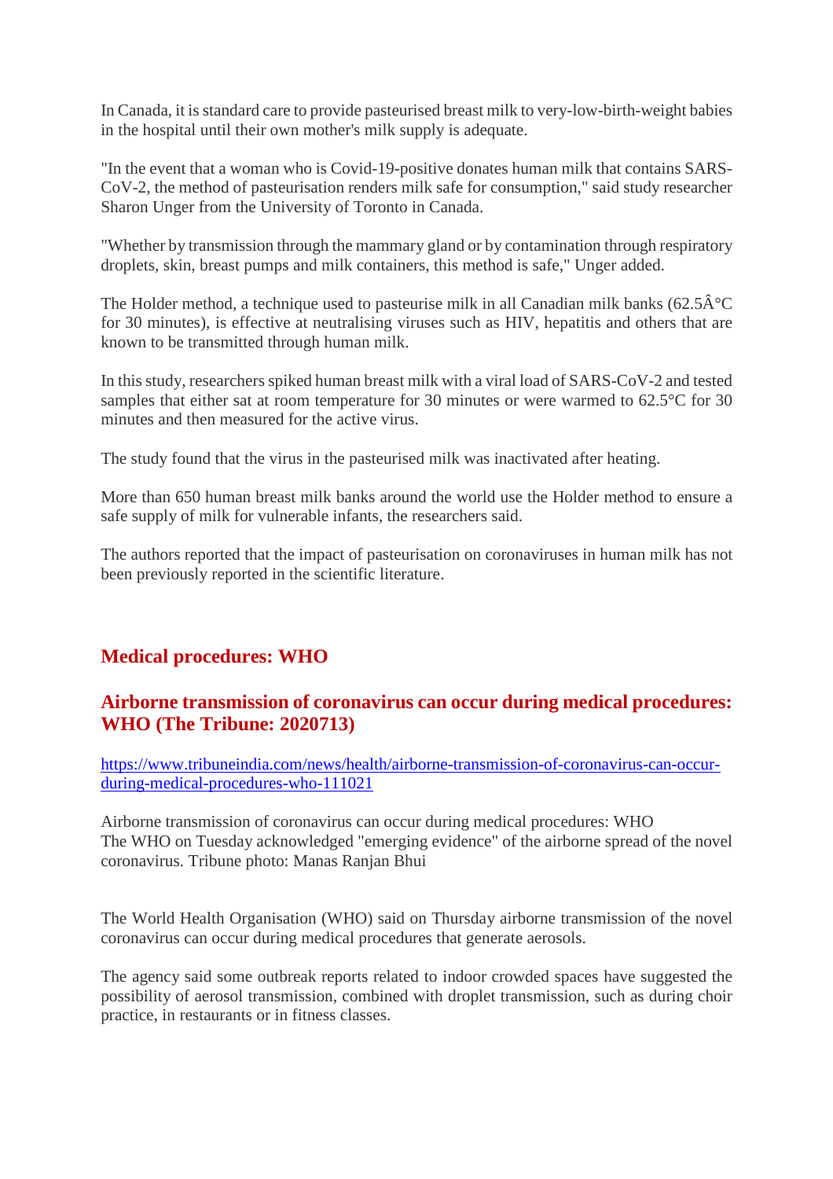In Canada, it is standard care to provide pasteurised breast milk to very-low-birth-weight babies in the hospital until their own mother's milk supply is adequate.

"In the event that a woman who is Covid-19-positive donates human milk that contains SARS-CoV-2, the method of pasteurisation renders milk safe for consumption," said study researcher Sharon Unger from the University of Toronto in Canada.

"Whether by transmission through the mammary gland or by contamination through respiratory droplets, skin, breast pumps and milk containers, this method is safe," Unger added.

The Holder method, a technique used to pasteurise milk in all Canadian milk banks (62.5Â°C for 30 minutes), is effective at neutralising viruses such as HIV, hepatitis and others that are known to be transmitted through human milk.

In this study, researchers spiked human breast milk with a viral load of SARS-CoV-2 and tested samples that either sat at room temperature for 30 minutes or were warmed to 62.5°C for 30 minutes and then measured for the active virus.

The study found that the virus in the pasteurised milk was inactivated after heating.

More than 650 human breast milk banks around the world use the Holder method to ensure a safe supply of milk for vulnerable infants, the researchers said.

The authors reported that the impact of pasteurisation on coronaviruses in human milk has not been previously reported in the scientific literature.

## Medical procedures: WHO

### Airborne transmission of coronavirus can occur during medical procedures: WHO (The Tribune: 2020713)

https://www.tribuneindia.com/news/health/airborne-transmission-of-coronavirus-can-occur-during-medical-procedures-who-111021

Airborne transmission of coronavirus can occur during medical procedures: WHO
The WHO on Tuesday acknowledged "emerging evidence" of the airborne spread of the novel coronavirus. Tribune photo: Manas Ranjan Bhui

The World Health Organisation (WHO) said on Thursday airborne transmission of the novel coronavirus can occur during medical procedures that generate aerosols.

The agency said some outbreak reports related to indoor crowded spaces have suggested the possibility of aerosol transmission, combined with droplet transmission, such as during choir practice, in restaurants or in fitness classes.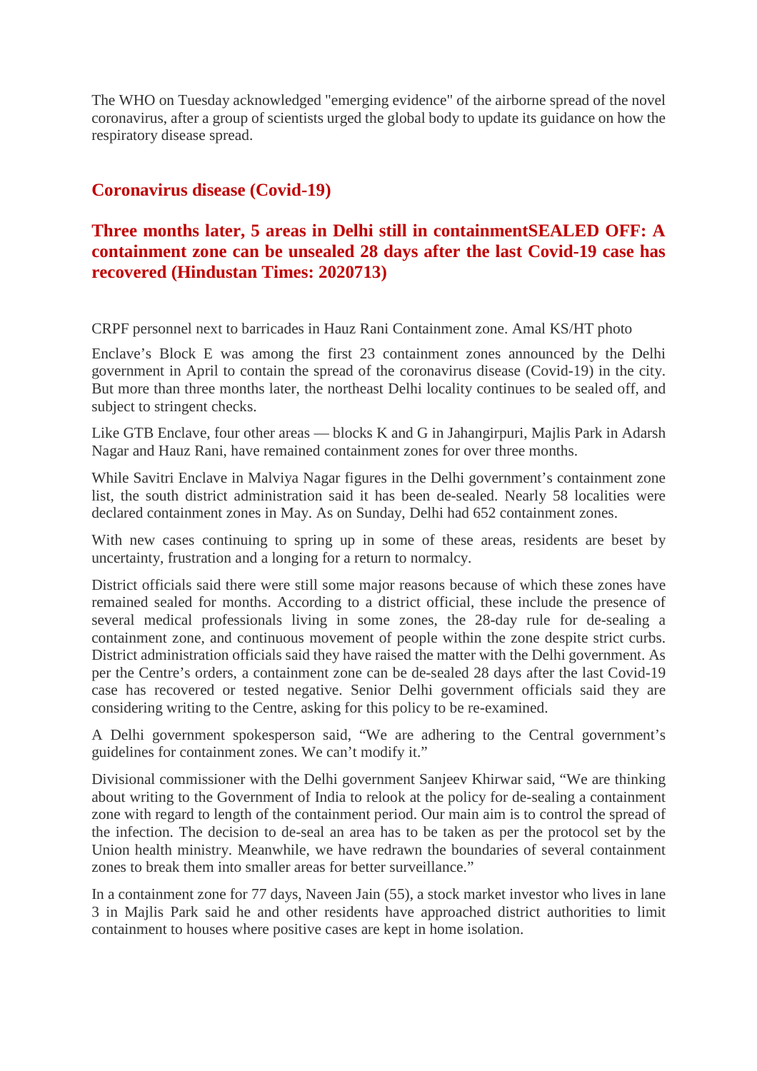The WHO on Tuesday acknowledged "emerging evidence" of the airborne spread of the novel coronavirus, after a group of scientists urged the global body to update its guidance on how the respiratory disease spread.

## Coronavirus disease (Covid-19)

## Three months later, 5 areas in Delhi still in containmentSEALED OFF: A containment zone can be unsealed 28 days after the last Covid-19 case has recovered (Hindustan Times: 2020713)

CRPF personnel next to barricades in Hauz Rani Containment zone. Amal KS/HT photo

Enclave's Block E was among the first 23 containment zones announced by the Delhi government in April to contain the spread of the coronavirus disease (Covid-19) in the city. But more than three months later, the northeast Delhi locality continues to be sealed off, and subject to stringent checks.

Like GTB Enclave, four other areas — blocks K and G in Jahangirpuri, Majlis Park in Adarsh Nagar and Hauz Rani, have remained containment zones for over three months.

While Savitri Enclave in Malviya Nagar figures in the Delhi government's containment zone list, the south district administration said it has been de-sealed. Nearly 58 localities were declared containment zones in May. As on Sunday, Delhi had 652 containment zones.

With new cases continuing to spring up in some of these areas, residents are beset by uncertainty, frustration and a longing for a return to normalcy.

District officials said there were still some major reasons because of which these zones have remained sealed for months. According to a district official, these include the presence of several medical professionals living in some zones, the 28-day rule for de-sealing a containment zone, and continuous movement of people within the zone despite strict curbs. District administration officials said they have raised the matter with the Delhi government. As per the Centre's orders, a containment zone can be de-sealed 28 days after the last Covid-19 case has recovered or tested negative. Senior Delhi government officials said they are considering writing to the Centre, asking for this policy to be re-examined.

A Delhi government spokesperson said, "We are adhering to the Central government's guidelines for containment zones. We can't modify it."

Divisional commissioner with the Delhi government Sanjeev Khirwar said, "We are thinking about writing to the Government of India to relook at the policy for de-sealing a containment zone with regard to length of the containment period. Our main aim is to control the spread of the infection. The decision to de-seal an area has to be taken as per the protocol set by the Union health ministry. Meanwhile, we have redrawn the boundaries of several containment zones to break them into smaller areas for better surveillance."

In a containment zone for 77 days, Naveen Jain (55), a stock market investor who lives in lane 3 in Majlis Park said he and other residents have approached district authorities to limit containment to houses where positive cases are kept in home isolation.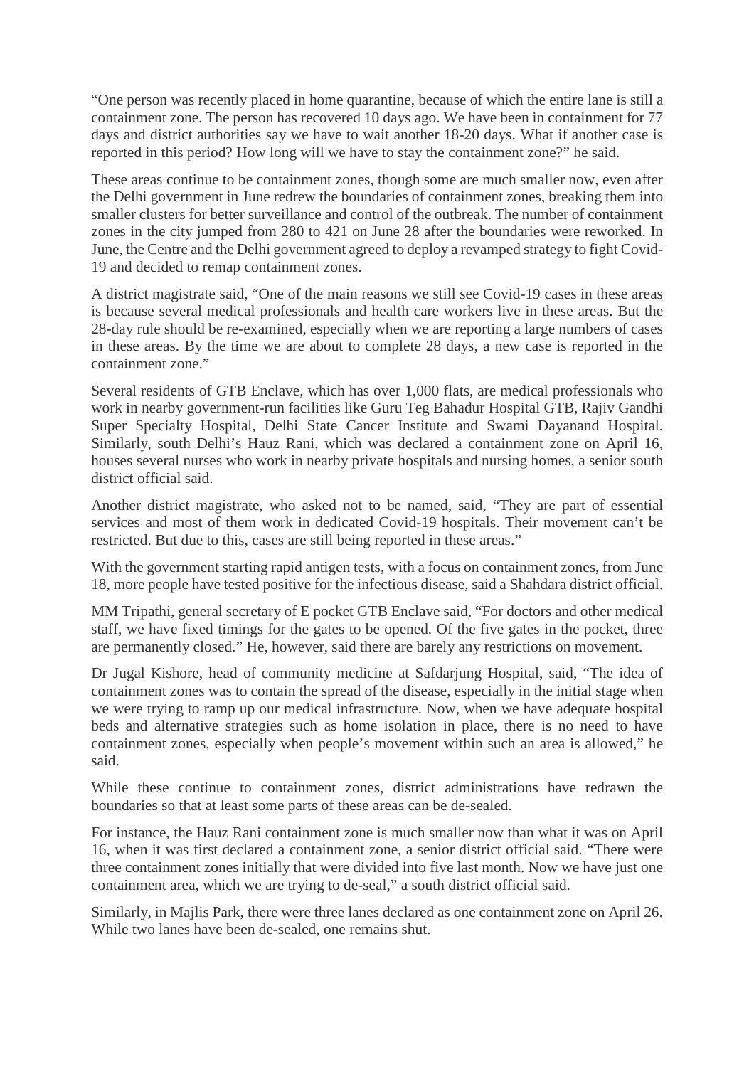"One person was recently placed in home quarantine, because of which the entire lane is still a containment zone. The person has recovered 10 days ago. We have been in containment for 77 days and district authorities say we have to wait another 18-20 days. What if another case is reported in this period? How long will we have to stay the containment zone?" he said.

These areas continue to be containment zones, though some are much smaller now, even after the Delhi government in June redrew the boundaries of containment zones, breaking them into smaller clusters for better surveillance and control of the outbreak. The number of containment zones in the city jumped from 280 to 421 on June 28 after the boundaries were reworked. In June, the Centre and the Delhi government agreed to deploy a revamped strategy to fight Covid-19 and decided to remap containment zones.

A district magistrate said, "One of the main reasons we still see Covid-19 cases in these areas is because several medical professionals and health care workers live in these areas. But the 28-day rule should be re-examined, especially when we are reporting a large numbers of cases in these areas. By the time we are about to complete 28 days, a new case is reported in the containment zone."

Several residents of GTB Enclave, which has over 1,000 flats, are medical professionals who work in nearby government-run facilities like Guru Teg Bahadur Hospital GTB, Rajiv Gandhi Super Specialty Hospital, Delhi State Cancer Institute and Swami Dayanand Hospital. Similarly, south Delhi's Hauz Rani, which was declared a containment zone on April 16, houses several nurses who work in nearby private hospitals and nursing homes, a senior south district official said.

Another district magistrate, who asked not to be named, said, "They are part of essential services and most of them work in dedicated Covid-19 hospitals. Their movement can't be restricted. But due to this, cases are still being reported in these areas."

With the government starting rapid antigen tests, with a focus on containment zones, from June 18, more people have tested positive for the infectious disease, said a Shahdara district official.

MM Tripathi, general secretary of E pocket GTB Enclave said, "For doctors and other medical staff, we have fixed timings for the gates to be opened. Of the five gates in the pocket, three are permanently closed." He, however, said there are barely any restrictions on movement.

Dr Jugal Kishore, head of community medicine at Safdarjung Hospital, said, "The idea of containment zones was to contain the spread of the disease, especially in the initial stage when we were trying to ramp up our medical infrastructure. Now, when we have adequate hospital beds and alternative strategies such as home isolation in place, there is no need to have containment zones, especially when people's movement within such an area is allowed," he said.

While these continue to containment zones, district administrations have redrawn the boundaries so that at least some parts of these areas can be de-sealed.

For instance, the Hauz Rani containment zone is much smaller now than what it was on April 16, when it was first declared a containment zone, a senior district official said. "There were three containment zones initially that were divided into five last month. Now we have just one containment area, which we are trying to de-seal," a south district official said.

Similarly, in Majlis Park, there were three lanes declared as one containment zone on April 26. While two lanes have been de-sealed, one remains shut.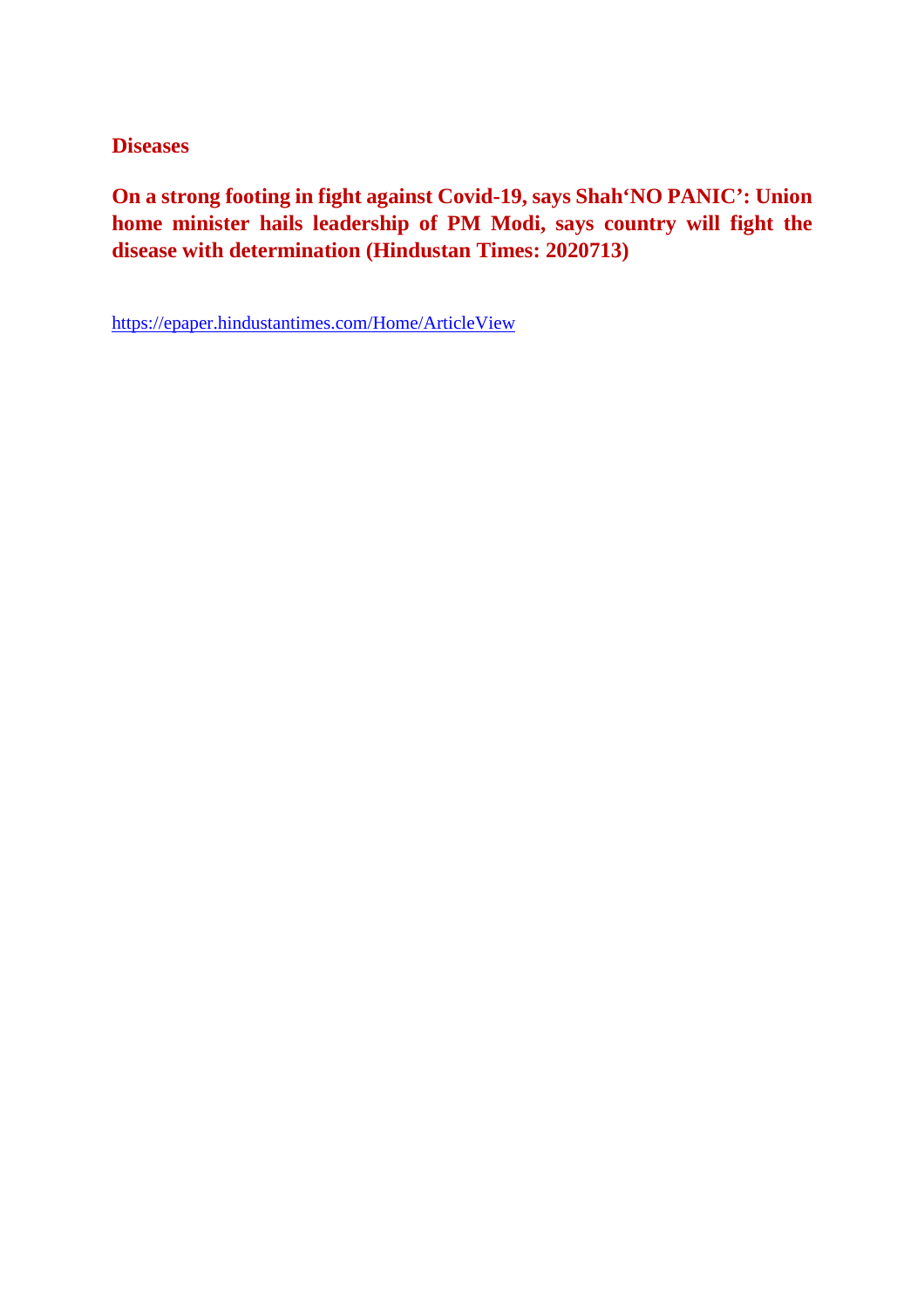**Diseases**

**On a strong footing in fight against Covid-19, says Shah'NO PANIC': Union home minister hails leadership of PM Modi, says country will fight the disease with determination (Hindustan Times: 2020713)**

https://epaper.hindustantimes.com/Home/ArticleView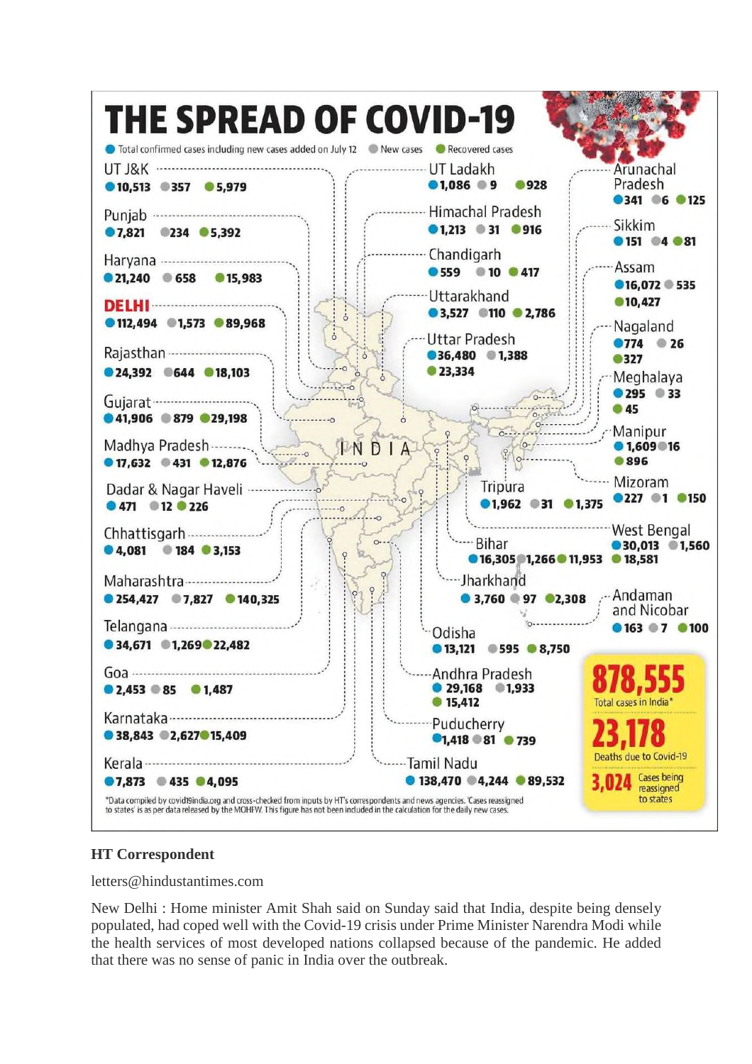# THE SPREAD OF COVID-19

● Total confirmed cases including new cases added on July 12 ● New cases ● Recovered cases

| State/UT | Total confirmed cases | New cases | Recovered cases |
|---|---|---|---|
| UT J&K | 10,513 | 357 | 5,979 |
| Punjab | 7,821 | 234 | 5,392 |
| Haryana | 21,240 | 658 | 15,983 |
| DELHI | 112,494 | 1,573 | 89,968 |
| Rajasthan | 24,392 | 644 | 18,103 |
| Gujarat | 41,906 | 879 | 29,198 |
| Madhya Pradesh | 17,632 | 431 | 12,876 |
| Dadar & Nagar Haveli | 471 | 12 | 226 |
| Chhattisgarh | 4,081 | 184 | 3,153 |
| Maharashtra | 254,427 | 7,827 | 140,325 |
| Telangana | 34,671 | 1,269 | 22,482 |
| Goa | 2,453 | 85 | 1,487 |
| Karnataka | 38,843 | 2,627 | 15,409 |
| Kerala | 7,873 | 435 | 4,095 |
| UT Ladakh | 1,086 | 9 | 928 |
| Himachal Pradesh | 1,213 | 31 | 916 |
| Chandigarh | 559 | 10 | 417 |
| Uttarakhand | 3,527 | 110 | 2,786 |
| Uttar Pradesh | 36,480 | 1,388 | 23,334 |
| Tripura | 1,962 | 31 | 1,375 |
| Bihar | 16,305 | 1,266 | 11,953 |
| Jharkhand | 3,760 | 97 | 2,308 |
| Odisha | 13,121 | 595 | 8,750 |
| Andhra Pradesh | 29,168 | 1,933 | 15,412 |
| Puducherry | 1,418 | 81 | 739 |
| Tamil Nadu | 138,470 | 4,244 | 89,532 |
| Arunachal Pradesh | 341 | 6 | 125 |
| Sikkim | 151 | 4 | 81 |
| Assam | 16,072 | 535 | 10,427 |
| Nagaland | 774 | 26 | 327 |
| Meghalaya | 295 | 33 | 45 |
| Manipur | 1,609 | 16 | 896 |
| Mizoram | 227 | 1 | 150 |
| West Bengal | 30,013 | 1,560 | 18,581 |
| Andaman and Nicobar | 163 | 7 | 100 |

**878,555** Total cases in India*

**23,178** Deaths due to Covid-19

**3,024** Cases being reassigned to states

*Data compiled by covid19india.org and cross-checked from inputs by HT's correspondents and news agencies. 'Cases reassigned to states' is as per data released by the MOHFW. This figure has not been included in the calculation for the daily new cases.

**HT Correspondent**

letters@hindustantimes.com

New Delhi : Home minister Amit Shah said on Sunday said that India, despite being densely populated, had coped well with the Covid-19 crisis under Prime Minister Narendra Modi while the health services of most developed nations collapsed because of the pandemic. He added that there was no sense of panic in India over the outbreak.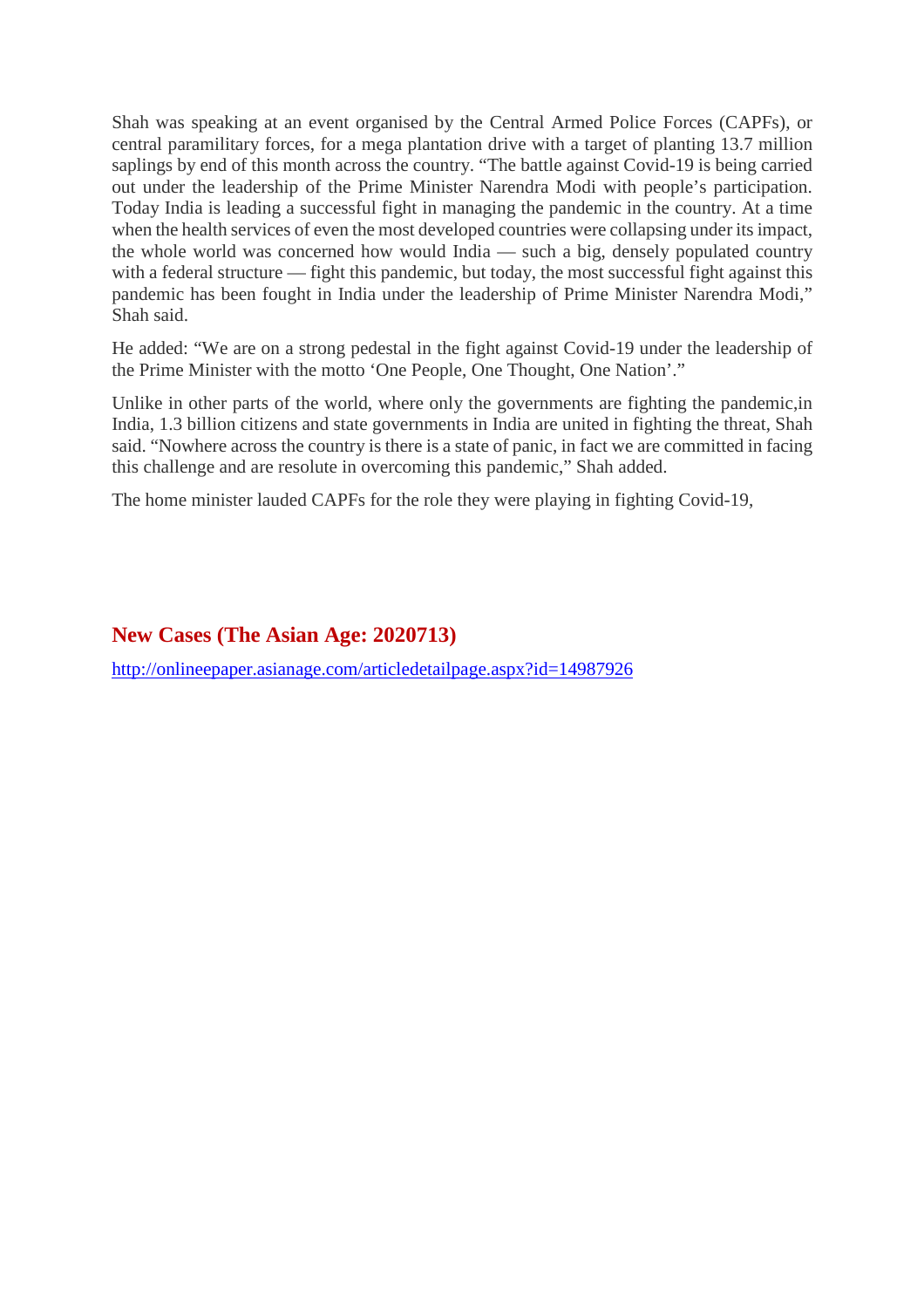Shah was speaking at an event organised by the Central Armed Police Forces (CAPFs), or central paramilitary forces, for a mega plantation drive with a target of planting 13.7 million saplings by end of this month across the country. “The battle against Covid-19 is being carried out under the leadership of the Prime Minister Narendra Modi with people’s participation. Today India is leading a successful fight in managing the pandemic in the country. At a time when the health services of even the most developed countries were collapsing under its impact, the whole world was concerned how would India — such a big, densely populated country with a federal structure — fight this pandemic, but today, the most successful fight against this pandemic has been fought in India under the leadership of Prime Minister Narendra Modi,” Shah said.

He added: “We are on a strong pedestal in the fight against Covid-19 under the leadership of the Prime Minister with the motto ‘One People, One Thought, One Nation’.”

Unlike in other parts of the world, where only the governments are fighting the pandemic,in India, 1.3 billion citizens and state governments in India are united in fighting the threat, Shah said. “Nowhere across the country is there is a state of panic, in fact we are committed in facing this challenge and are resolute in overcoming this pandemic,” Shah added.

The home minister lauded CAPFs for the role they were playing in fighting Covid-19,

## New Cases (The Asian Age: 2020713)

http://onlineepaper.asianage.com/articledetailpage.aspx?id=14987926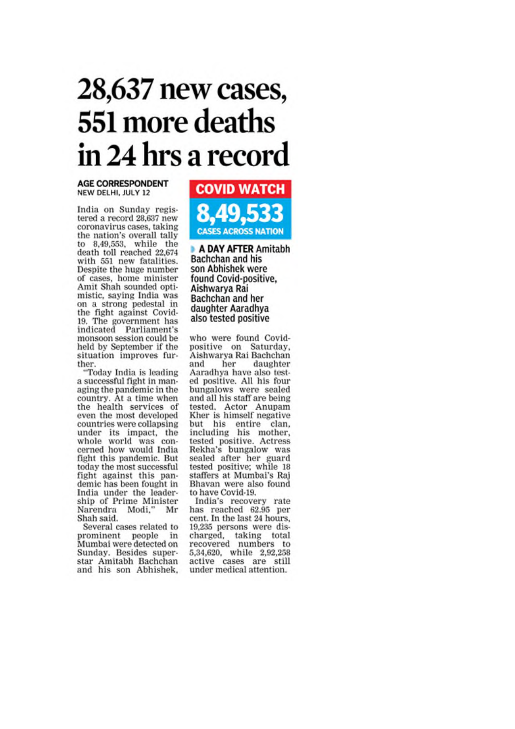# 28,637 new cases, 551 more deaths in 24 hrs a record

**AGE CORRESPONDENT**
NEW DELHI, JULY 12

India on Sunday registered a record 28,637 new coronavirus cases, taking the nation's overall tally to 8,49,553, while the death toll reached 22,674 with 551 new fatalities. Despite the huge number of cases, home minister Amit Shah sounded optimistic, saying India was on a strong pedestal in the fight against Covid-19. The government has indicated Parliament's monsoon session could be held by September if the situation improves further.

"Today India is leading a successful fight in managing the pandemic in the country. At a time when the health services of even the most developed countries were collapsing under its impact, the whole world was concerned how would India fight this pandemic. But today the most successful fight against this pandemic has been fought in India under the leadership of Prime Minister Narendra Modi," Mr Shah said.

Several cases related to prominent people in Mumbai were detected on Sunday. Besides superstar Amitabh Bachchan and his son Abhishek, who were found Covid-positive on Saturday, Aishwarya Rai Bachchan and her daughter Aaradhya have also tested positive. All his four bungalows were sealed and all his staff are being tested. Actor Anupam Kher is himself negative but his entire clan, including his mother, tested positive. Actress Rekha's bungalow was sealed after her guard tested positive; while 18 staffers at Mumbai's Raj Bhavan were also found to have Covid-19.

India's recovery rate has reached 62.95 per cent. In the last 24 hours, 19,235 persons were discharged, taking total recovered numbers to 5,34,620, while 2,92,258 active cases are still under medical attention.

**COVID WATCH**

**8,49,533**

**CASES ACROSS NATION**

**A DAY AFTER** Amitabh Bachchan and his son Abhishek were found Covid-positive, Aishwarya Rai Bachchan and her daughter Aaradhya also tested positive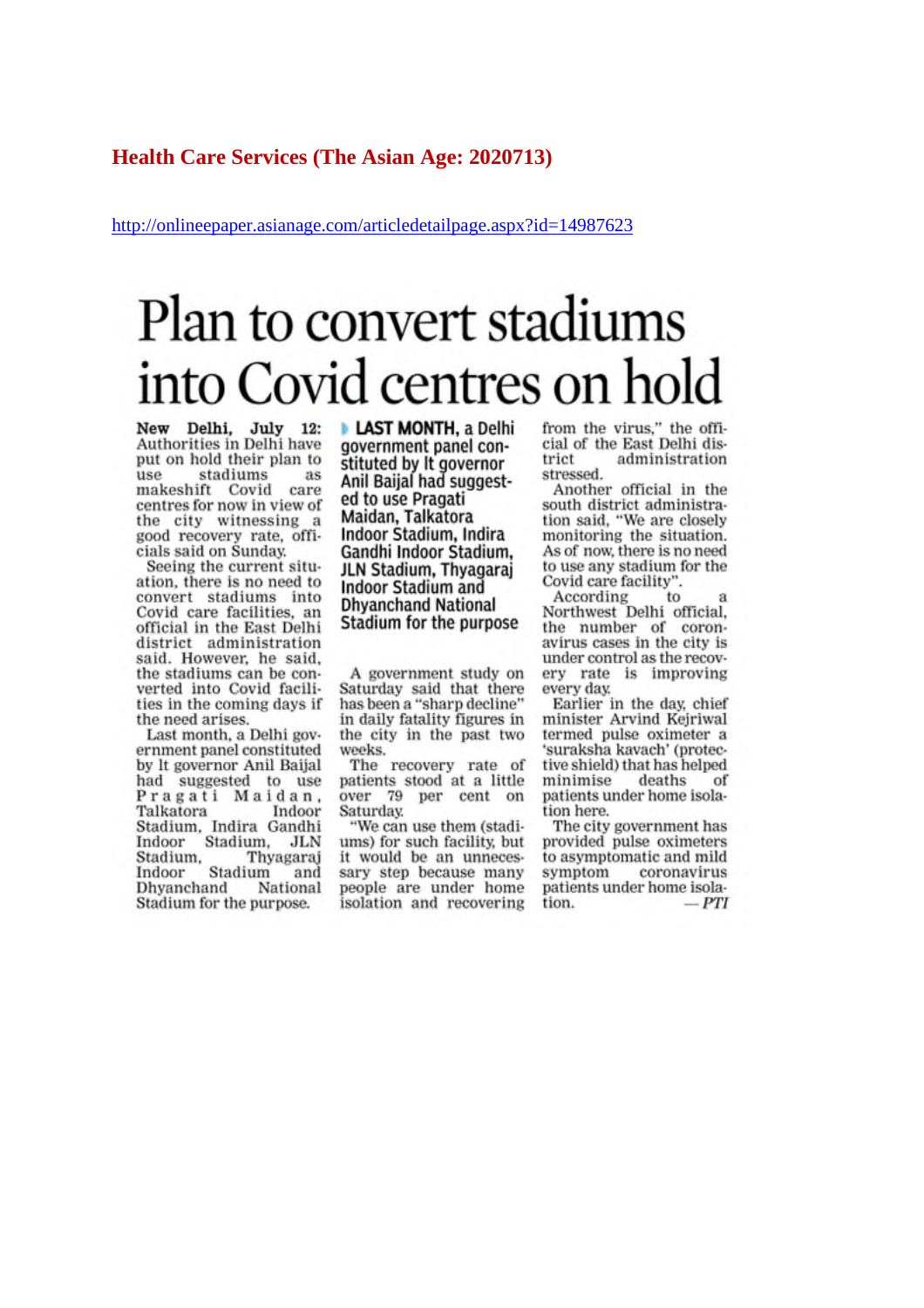**Health Care Services (The Asian Age: 2020713)**

http://onlineepaper.asianage.com/articledetailpage.aspx?id=14987623

# Plan to convert stadiums into Covid centres on hold

**New Delhi, July 12:** Authorities in Delhi have put on hold their plan to use stadiums as makeshift Covid care centres for now in view of the city witnessing a good recovery rate, officials said on Sunday.

Seeing the current situation, there is no need to convert stadiums into Covid care facilities, an official in the East Delhi district administration said. However, he said, the stadiums can be converted into Covid facilities in the coming days if the need arises.

Last month, a Delhi government panel constituted by lt governor Anil Baijal had suggested to use Pragati Maidan, Talkatora Indoor Stadium, Indira Gandhi Indoor Stadium, JLN Stadium, Thyagaraj Indoor Stadium and Dhyanchand National Stadium for the purpose.

> **LAST MONTH,** a Delhi government panel constituted by lt governor Anil Baijal had suggested to use Pragati Maidan, Talkatora Indoor Stadium, Indira Gandhi Indoor Stadium, JLN Stadium, Thyagaraj Indoor Stadium and Dhyanchand National Stadium for the purpose

A government study on Saturday said that there has been a "sharp decline" in daily fatality figures in the city in the past two weeks.

The recovery rate of patients stood at a little over 79 per cent on Saturday.

"We can use them (stadiums) for such facility, but it would be an unnecessary step because many people are under home isolation and recovering from the virus," the official of the East Delhi district administration stressed.

Another official in the south district administration said, "We are closely monitoring the situation. As of now, there is no need to use any stadium for the Covid care facility".

According to a Northwest Delhi official, the number of coronavirus cases in the city is under control as the recovery rate is improving every day.

Earlier in the day, chief minister Arvind Kejriwal termed pulse oximeter a 'suraksha kavach' (protective shield) that has helped minimise deaths of patients under home isolation here.

The city government has provided pulse oximeters to asymptomatic and mild symptom coronavirus patients under home isolation.

— *PTI*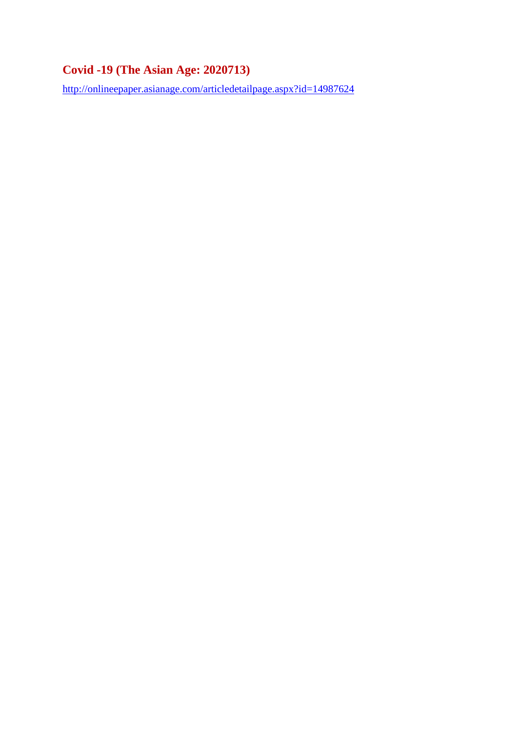## Covid -19 (The Asian Age: 2020713)

http://onlineepaper.asianage.com/articledetailpage.aspx?id=14987624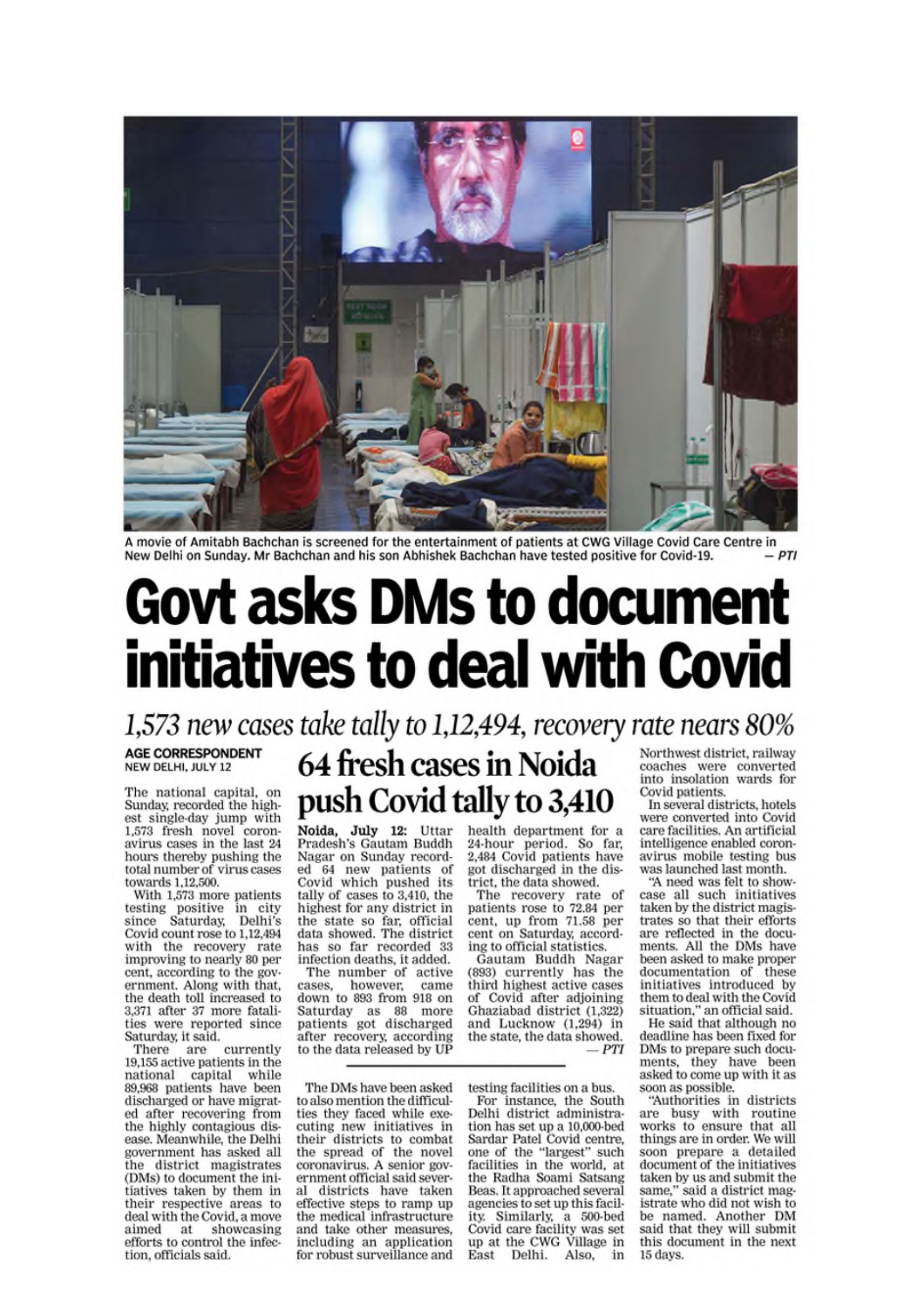A movie of Amitabh Bachchan is screened for the entertainment of patients at CWG Village Covid Care Centre in New Delhi on Sunday. Mr Bachchan and his son Abhishek Bachchan have tested positive for Covid-19. — *PTI*

# Govt asks DMs to document initiatives to deal with Covid

*1,573 new cases take tally to 1,12,494, recovery rate nears 80%*

**AGE CORRESPONDENT**
NEW DELHI, JULY 12

The national capital, on Sunday, recorded the highest single-day jump with 1,573 fresh novel coronavirus cases in the last 24 hours thereby pushing the total number of virus cases towards 1,12,500.

With 1,573 more patients testing positive in city since Saturday, Delhi's Covid count rose to 1,12,494 with the recovery rate improving to nearly 80 per cent, according to the government. Along with that, the death toll increased to 3,371 after 37 more fatalities were reported since Saturday, it said.

There are currently 19,155 active patients in the national capital while 89,968 patients have been discharged or have migrated after recovering from the highly contagious disease. Meanwhile, the Delhi government has asked all the district magistrates (DMs) to document the initiatives taken by them in their respective areas to deal with the Covid, a move aimed at showcasing efforts to control the infection, officials said.

The DMs have been asked to also mention the difficulties they faced while executing new initiatives in their districts to combat the spread of the novel coronavirus. A senior government official said several districts have taken effective steps to ramp up the medical infrastructure and take other measures, including an application for robust surveillance and testing facilities on a bus.

For instance, the South Delhi district administration has set up a 10,000-bed Sardar Patel Covid centre, one of the "largest" such facilities in the world, at the Radha Soami Satsang Beas. It approached several agencies to set up this facility. Similarly, a 500-bed Covid care facility was set up at the CWG Village in East Delhi. Also, in Northwest district, railway coaches were converted into insolation wards for Covid patients.

In several districts, hotels were converted into Covid care facilities. An artificial intelligence enabled coronavirus mobile testing bus was launched last month.

"A need was felt to showcase all such initiatives taken by the district magistrates so that their efforts are reflected in the documents. All the DMs have been asked to make proper documentation of these initiatives introduced by them to deal with the Covid situation," an official said.

He said that although no deadline has been fixed for DMs to prepare such documents, they have been asked to come up with it as soon as possible.

"Authorities in districts are busy with routine works to ensure that all things are in order. We will soon prepare a detailed document of the initiatives taken by us and submit the same," said a district magistrate who did not wish to be named. Another DM said that they will submit this document in the next 15 days.

## 64 fresh cases in Noida push Covid tally to 3,410

**Noida, July 12:** Uttar Pradesh's Gautam Buddh Nagar on Sunday recorded 64 new patients of Covid which pushed its tally of cases to 3,410, the highest for any district in the state so far, official data showed. The district has so far recorded 33 infection deaths, it added.

The number of active cases, however, came down to 893 from 918 on Saturday as 88 more patients got discharged after recovery, according to the data released by UP health department for a 24-hour period. So far, 2,484 Covid patients have got discharged in the district, the data showed.

The recovery rate of patients rose to 72.84 per cent, up from 71.58 per cent on Saturday, according to official statistics.

Gautam Buddh Nagar (893) currently has the third highest active cases of Covid after adjoining Ghaziabad district (1,322) and Lucknow (1,294) in the state, the data showed.

— *PTI*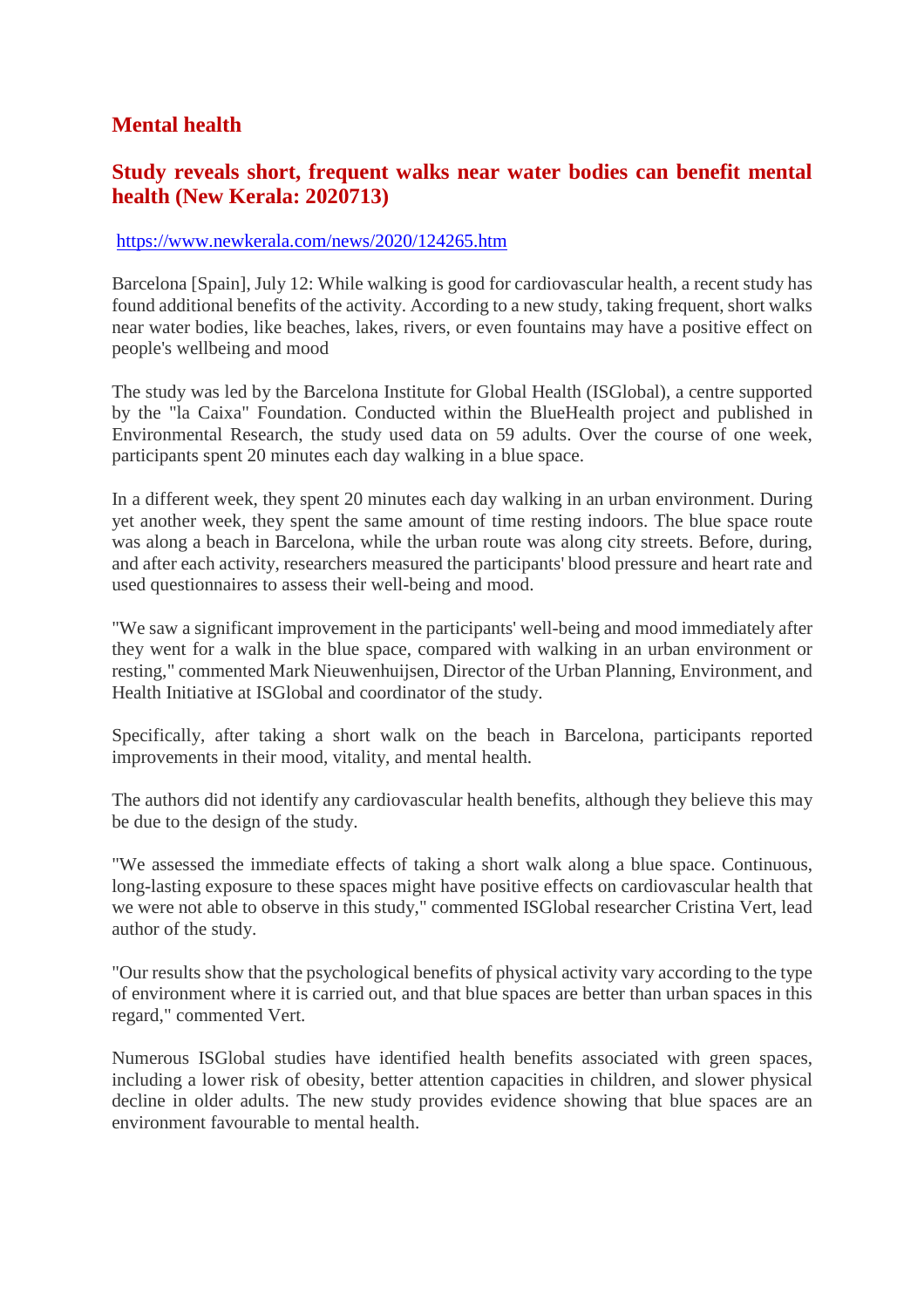## Mental health

### Study reveals short, frequent walks near water bodies can benefit mental health (New Kerala: 2020713)

https://www.newkerala.com/news/2020/124265.htm

Barcelona [Spain], July 12: While walking is good for cardiovascular health, a recent study has found additional benefits of the activity. According to a new study, taking frequent, short walks near water bodies, like beaches, lakes, rivers, or even fountains may have a positive effect on people's wellbeing and mood

The study was led by the Barcelona Institute for Global Health (ISGlobal), a centre supported by the "la Caixa" Foundation. Conducted within the BlueHealth project and published in Environmental Research, the study used data on 59 adults. Over the course of one week, participants spent 20 minutes each day walking in a blue space.

In a different week, they spent 20 minutes each day walking in an urban environment. During yet another week, they spent the same amount of time resting indoors. The blue space route was along a beach in Barcelona, while the urban route was along city streets. Before, during, and after each activity, researchers measured the participants' blood pressure and heart rate and used questionnaires to assess their well-being and mood.

"We saw a significant improvement in the participants' well-being and mood immediately after they went for a walk in the blue space, compared with walking in an urban environment or resting," commented Mark Nieuwenhuijsen, Director of the Urban Planning, Environment, and Health Initiative at ISGlobal and coordinator of the study.

Specifically, after taking a short walk on the beach in Barcelona, participants reported improvements in their mood, vitality, and mental health.

The authors did not identify any cardiovascular health benefits, although they believe this may be due to the design of the study.

"We assessed the immediate effects of taking a short walk along a blue space. Continuous, long-lasting exposure to these spaces might have positive effects on cardiovascular health that we were not able to observe in this study," commented ISGlobal researcher Cristina Vert, lead author of the study.

"Our results show that the psychological benefits of physical activity vary according to the type of environment where it is carried out, and that blue spaces are better than urban spaces in this regard," commented Vert.

Numerous ISGlobal studies have identified health benefits associated with green spaces, including a lower risk of obesity, better attention capacities in children, and slower physical decline in older adults. The new study provides evidence showing that blue spaces are an environment favourable to mental health.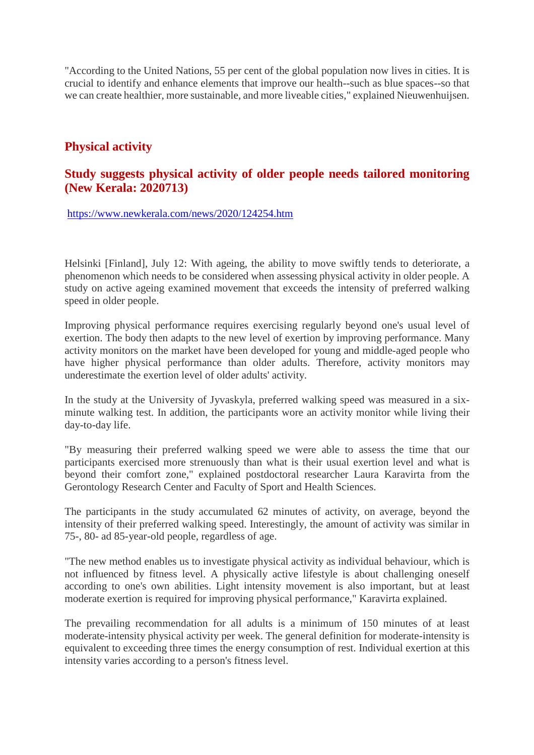"According to the United Nations, 55 per cent of the global population now lives in cities. It is crucial to identify and enhance elements that improve our health--such as blue spaces--so that we can create healthier, more sustainable, and more liveable cities," explained Nieuwenhuijsen.

## Physical activity

### Study suggests physical activity of older people needs tailored monitoring (New Kerala: 2020713)

https://www.newkerala.com/news/2020/124254.htm

Helsinki [Finland], July 12: With ageing, the ability to move swiftly tends to deteriorate, a phenomenon which needs to be considered when assessing physical activity in older people. A study on active ageing examined movement that exceeds the intensity of preferred walking speed in older people.

Improving physical performance requires exercising regularly beyond one's usual level of exertion. The body then adapts to the new level of exertion by improving performance. Many activity monitors on the market have been developed for young and middle-aged people who have higher physical performance than older adults. Therefore, activity monitors may underestimate the exertion level of older adults' activity.

In the study at the University of Jyvaskyla, preferred walking speed was measured in a six-minute walking test. In addition, the participants wore an activity monitor while living their day-to-day life.

"By measuring their preferred walking speed we were able to assess the time that our participants exercised more strenuously than what is their usual exertion level and what is beyond their comfort zone," explained postdoctoral researcher Laura Karavirta from the Gerontology Research Center and Faculty of Sport and Health Sciences.

The participants in the study accumulated 62 minutes of activity, on average, beyond the intensity of their preferred walking speed. Interestingly, the amount of activity was similar in 75-, 80- ad 85-year-old people, regardless of age.

"The new method enables us to investigate physical activity as individual behaviour, which is not influenced by fitness level. A physically active lifestyle is about challenging oneself according to one's own abilities. Light intensity movement is also important, but at least moderate exertion is required for improving physical performance," Karavirta explained.

The prevailing recommendation for all adults is a minimum of 150 minutes of at least moderate-intensity physical activity per week. The general definition for moderate-intensity is equivalent to exceeding three times the energy consumption of rest. Individual exertion at this intensity varies according to a person's fitness level.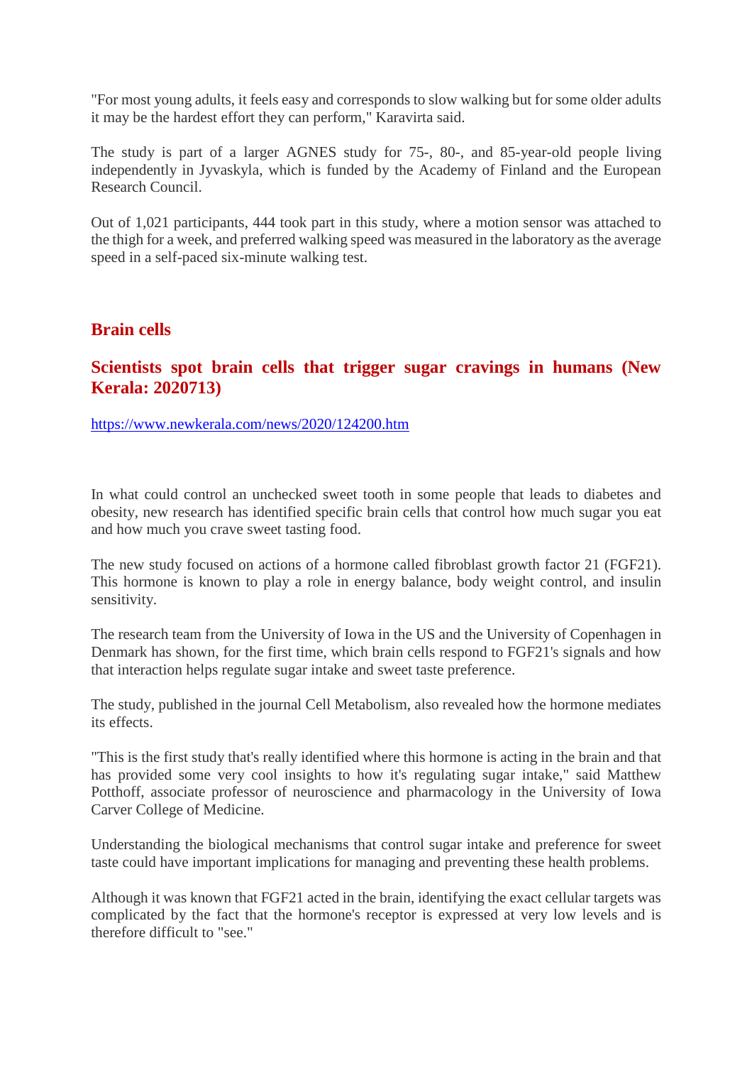"For most young adults, it feels easy and corresponds to slow walking but for some older adults it may be the hardest effort they can perform," Karavirta said.

The study is part of a larger AGNES study for 75-, 80-, and 85-year-old people living independently in Jyvaskyla, which is funded by the Academy of Finland and the European Research Council.

Out of 1,021 participants, 444 took part in this study, where a motion sensor was attached to the thigh for a week, and preferred walking speed was measured in the laboratory as the average speed in a self-paced six-minute walking test.

## Brain cells

### Scientists spot brain cells that trigger sugar cravings in humans (New Kerala: 2020713)

https://www.newkerala.com/news/2020/124200.htm

In what could control an unchecked sweet tooth in some people that leads to diabetes and obesity, new research has identified specific brain cells that control how much sugar you eat and how much you crave sweet tasting food.

The new study focused on actions of a hormone called fibroblast growth factor 21 (FGF21). This hormone is known to play a role in energy balance, body weight control, and insulin sensitivity.

The research team from the University of Iowa in the US and the University of Copenhagen in Denmark has shown, for the first time, which brain cells respond to FGF21's signals and how that interaction helps regulate sugar intake and sweet taste preference.

The study, published in the journal Cell Metabolism, also revealed how the hormone mediates its effects.

"This is the first study that's really identified where this hormone is acting in the brain and that has provided some very cool insights to how it's regulating sugar intake," said Matthew Potthoff, associate professor of neuroscience and pharmacology in the University of Iowa Carver College of Medicine.

Understanding the biological mechanisms that control sugar intake and preference for sweet taste could have important implications for managing and preventing these health problems.

Although it was known that FGF21 acted in the brain, identifying the exact cellular targets was complicated by the fact that the hormone's receptor is expressed at very low levels and is therefore difficult to "see."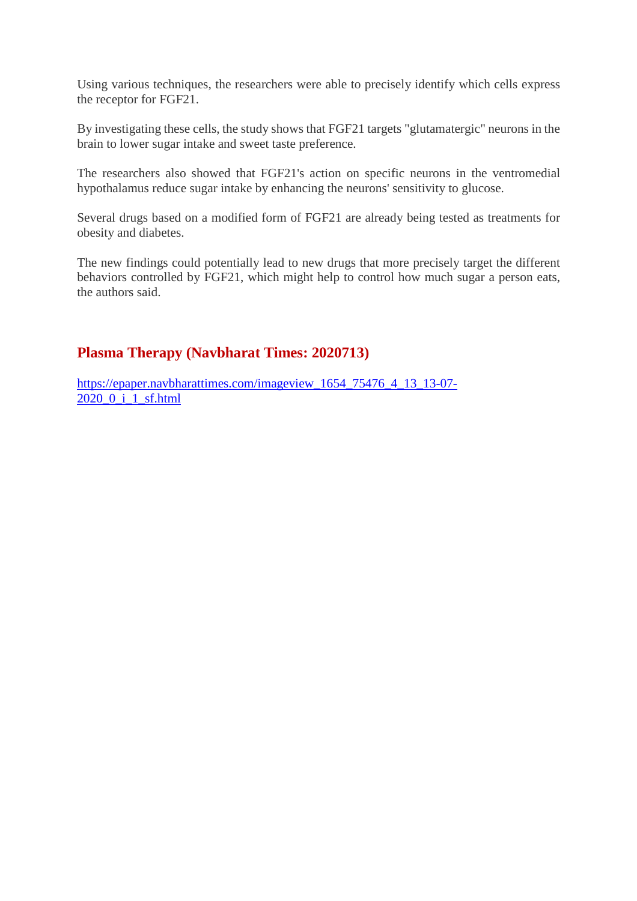Using various techniques, the researchers were able to precisely identify which cells express the receptor for FGF21.

By investigating these cells, the study shows that FGF21 targets "glutamatergic" neurons in the brain to lower sugar intake and sweet taste preference.

The researchers also showed that FGF21's action on specific neurons in the ventromedial hypothalamus reduce sugar intake by enhancing the neurons' sensitivity to glucose.

Several drugs based on a modified form of FGF21 are already being tested as treatments for obesity and diabetes.

The new findings could potentially lead to new drugs that more precisely target the different behaviors controlled by FGF21, which might help to control how much sugar a person eats, the authors said.

## Plasma Therapy (Navbharat Times: 2020713)

https://epaper.navbharattimes.com/imageview_1654_75476_4_13_13-07-2020_0_i_1_sf.html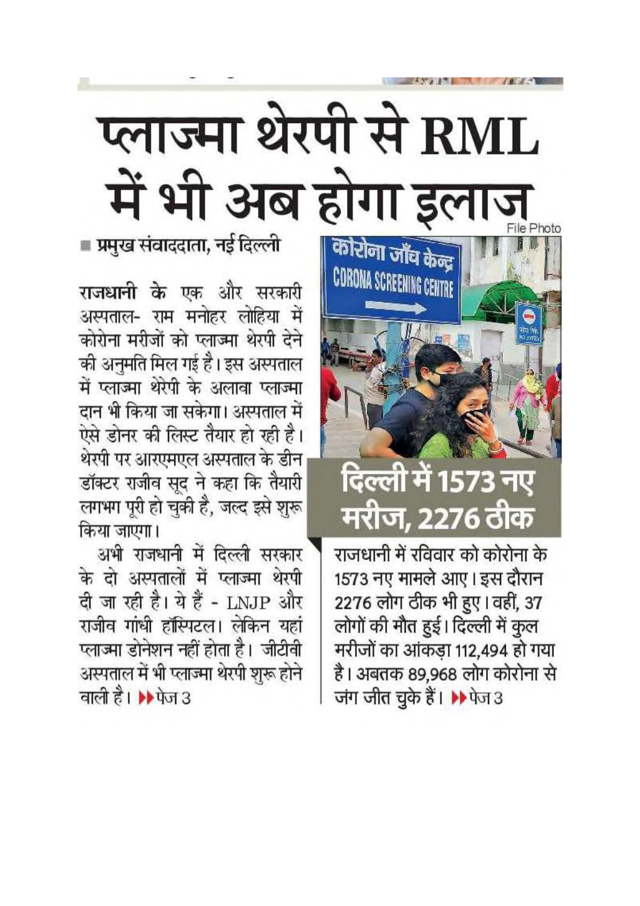# प्लाज्मा थेरपी से RML में भी अब होगा इलाज

■ प्रमुख संवाददाता, नई दिल्ली

राजधानी के एक और सरकारी अस्पताल- राम मनोहर लोहिया में कोरोना मरीजों को प्लाज्मा थेरपी देने की अनुमति मिल गई है। इस अस्पताल में प्लाज्मा थेरेपी के अलावा प्लाज्मा दान भी किया जा सकेगा। अस्पताल में ऐसे डोनर की लिस्ट तैयार हो रही है। थेरपी पर आरएमएल अस्पताल के डीन डॉक्टर राजीव सूद ने कहा कि तैयारी लगभग पूरी हो चुकी है, जल्द इसे शुरू किया जाएगा।

अभी राजधानी में दिल्ली सरकार के दो अस्पतालों में प्लाज्मा थेरपी दी जा रही है। ये हैं - LNJP और राजीव गांधी हॉस्पिटल। लेकिन यहां प्लाज्मा डोनेशन नहीं होता है। जीटीबी अस्पताल में भी प्लाज्मा थेरपी शुरू होने वाली है। ▶▶ पेज 3

File Photo

## दिल्ली में 1573 नए मरीज, 2276 ठीक

राजधानी में रविवार को कोरोना के 1573 नए मामले आए। इस दौरान 2276 लोग ठीक भी हुए। वहीं, 37 लोगों की मौत हुई। दिल्ली में कुल मरीजों का आंकड़ा 112,494 हो गया है। अबतक 89,968 लोग कोरोना से जंग जीत चुके हैं। ▶▶ पेज 3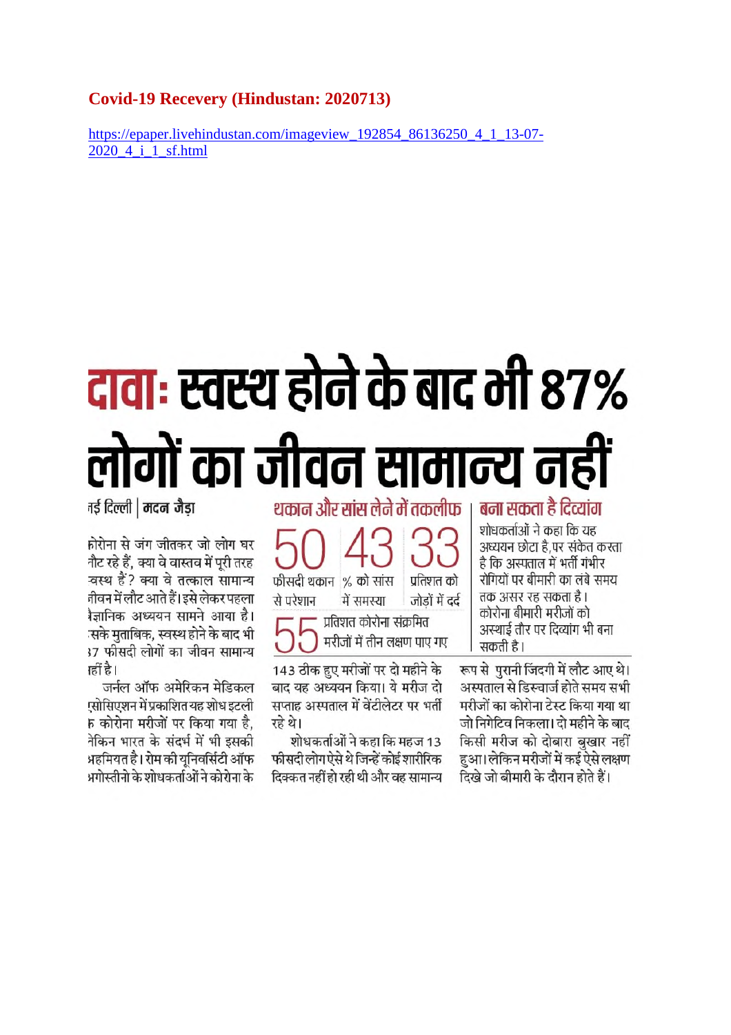**Covid-19 Recevery (Hindustan: 2020713)**

https://epaper.livehindustan.com/imageview_192854_86136250_4_1_13-07-2020_4_i_1_sf.html

# दावा: स्वस्थ होने के बाद भी 87% लोगों का जीवन सामान्य नहीं

नई दिल्ली | मदन जैड़ा

कोरोना से जंग जीतकर जो लोग घर लौट रहे हैं, क्या वे वास्तव में पूरी तरह स्वस्थ हैं? क्या वे तत्काल सामान्य जीवन में लौट आते हैं। इसे लेकर पहला वैज्ञानिक अध्ययन सामने आया है। इसके मुताबिक, स्वस्थ होने के बाद भी 87 फीसदी लोगों का जीवन सामान्य नहीं है।

जर्नल ऑफ अमेरिकन मेडिकल एसोसिएशन में प्रकाशित यह शोध इटली के कोरोना मरीजों पर किया गया है, लेकिन भारत के संदर्भ में भी इसकी अहमियत है। रोम की यूनिवर्सिटी ऑफ अगोस्तीनो के शोधकर्ताओं ने कोरोना के 143 ठीक हुए मरीजों पर दो महीने के बाद यह अध्ययन किया। ये मरीज दो सप्ताह अस्पताल में वेंटीलेटर पर भर्ती रहे थे।

शोधकर्ताओं ने कहा कि महज 13 फीसदी लोग ऐसे थे जिन्हें कोई शारीरिक दिक्कत नहीं हो रही थी और वह सामान्य रूप से पुरानी जिंदगी में लौट आए थे। अस्पताल से डिस्चार्ज होते समय सभी मरीजों का कोरोना टेस्ट किया गया था जो निगेटिव निकला। दो महीने के बाद किसी मरीज को दोबारा बुखार नहीं हुआ। लेकिन मरीजों में कई ऐसे लक्षण दिखे जो बीमारी के दौरान होते हैं।

## थकान और सांस लेने में तकलीफ

**50** फीसदी थकान से परेशान

**43** % को सांस में समस्या

**33** प्रतिशत को जोड़ों में दर्द

**55** प्रतिशत कोरोना संक्रमित मरीजों में तीन लक्षण पाए गए

## बना सकता है दिव्यांग

शोधकर्ताओं ने कहा कि यह अध्ययन छोटा है, पर संकेत करता है कि अस्पताल में भर्ती गंभीर रोगियों पर बीमारी का लंबे समय तक असर रह सकता है। कोरोना बीमारी मरीजों को अस्थाई तौर पर दिव्यांग भी बना सकती है।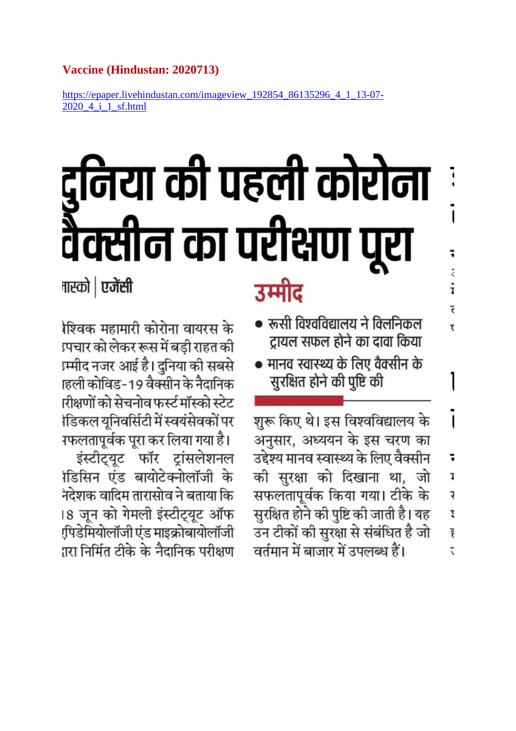## Vaccine (Hindustan: 2020713)

https://epaper.livehindustan.com/imageview_192854_86135296_4_1_13-07-2020_4_i_1_sf.html

# दुनिया की पहली कोरोना वैक्सीन का परीक्षण पूरा

मास्को | एजेंसी

वैश्विक महामारी कोरोना वायरस के उपचार को लेकर रूस में बड़ी राहत की उम्मीद नजर आई है। दुनिया की सबसे पहली कोविड-19 वैक्सीन के नैदानिक परीक्षणों को सेचनोव फर्स्ट मॉस्को स्टेट मेडिकल यूनिवर्सिटी में स्वयंसेवकों पर सफलतापूर्वक पूरा कर लिया गया है।

इंस्टीट्यूट फॉर ट्रांसलेशनल मेडिसिन एंड बायोटेक्नोलॉजी के निदेशक वादिम तारासोव ने बताया कि 18 जून को गेमली इंस्टीट्यूट ऑफ एपिडेमियोलॉजी एंड माइक्रोबायोलॉजी द्वारा निर्मित टीके के नैदानिक परीक्षण शुरू किए थे। इस विश्वविद्यालय के अनुसार, अध्ययन के इस चरण का उद्देश्य मानव स्वास्थ्य के लिए वैक्सीन की सुरक्षा को दिखाना था, जो सफलतापूर्वक किया गया। टीके के सुरक्षित होने की पुष्टि की जाती है। यह उन टीकों की सुरक्षा से संबंधित है जो वर्तमान में बाजार में उपलब्ध हैं।

### उम्मीद

- रूसी विश्वविद्यालय ने क्लिनिकल ट्रायल सफल होने का दावा किया
- मानव स्वास्थ्य के लिए वैक्सीन के सुरक्षित होने की पुष्टि की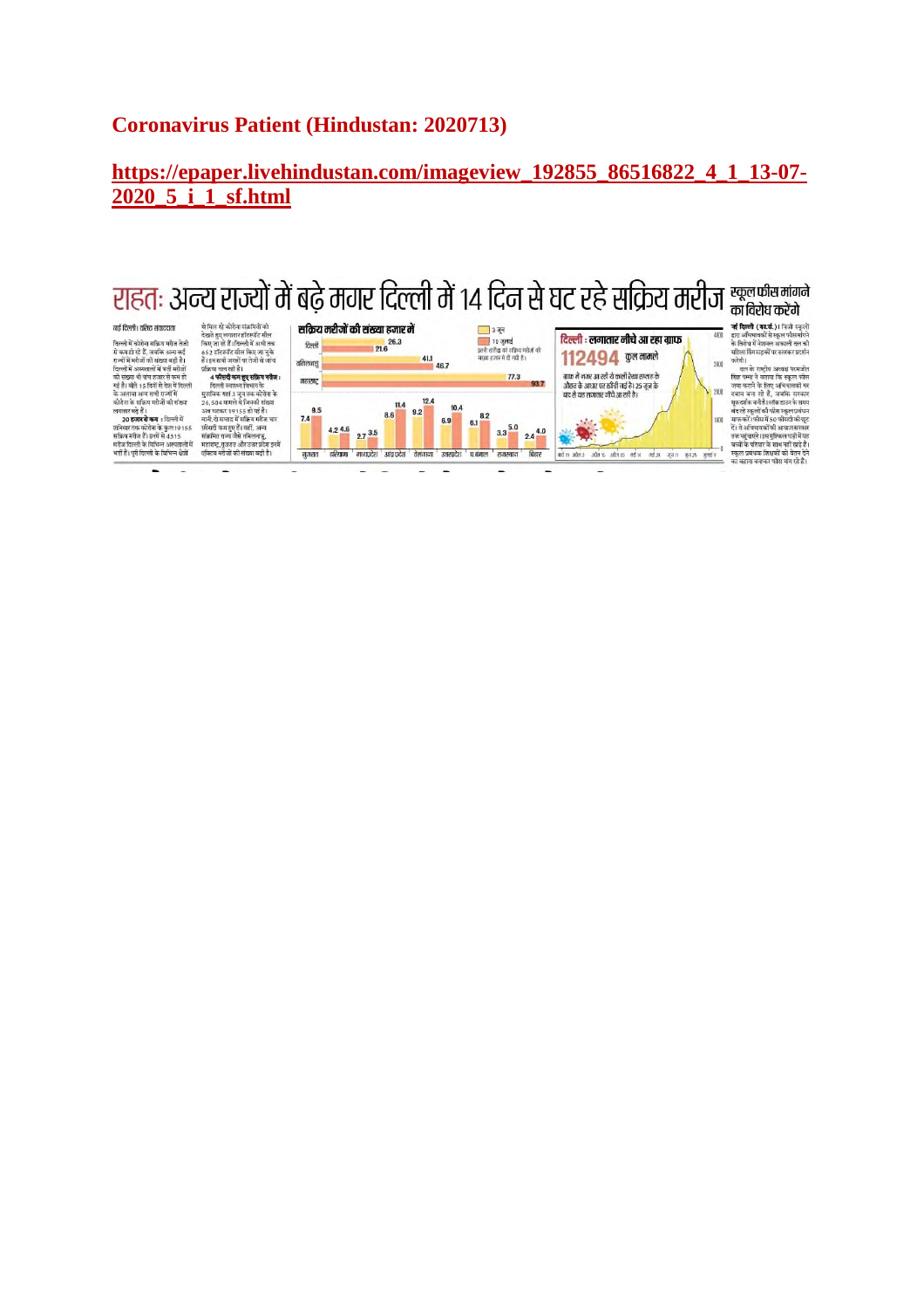**Coronavirus Patient (Hindustan: 2020713)**

**https://epaper.livehindustan.com/imageview_192855_86516822_4_1_13-07-2020_5_i_1_sf.html**

# राहतः अन्य राज्यों में बढ़े मगर दिल्ली में 14 दिन से घट रहे सक्रिय मरीज

नई दिल्ली। प्रमुख संवाददाता

दिल्ली में कोरोना सक्रिय मरीज तेजी से कम हो रहे हैं, जबकि अन्य कई राज्यों में मरीजों की संख्या बढ़ी है। दिल्ली में अस्पतालों में बेड मरीजों की संख्या भी पांच हजार से कम हो गई है। बीते 15 दिनों से देश में दिल्ली के अलावा अन्य सभी राज्यों में कोरोना के सक्रिय मरीजों की संख्या लगातार बढ़े हैं।

**20 हजार से कम :** दिल्ली में शनिवार तक कोरोना के कुल 19155 सक्रिय मरीज हैं। इनमें से 4315 मरीज दिल्ली के विभिन्न अस्पतालों में भर्ती हैं। पूरी दिल्ली के विभिन्न क्षेत्रों से मिल रहे कोरोना संक्रमितों को देखते हुए लगातार हॉटस्पॉट सील किए जा रहे हैं। दिल्ली में अभी तक 652 हॉटस्पॉट सील किए जा चुके हैं। इन सभी जगहों पर तेजी से जांच प्रक्रिया चल रही है।

**4 फीसदी कम हुए सक्रिय मरीज :** दिल्ली स्वास्थ्य विभाग के मुताबिक बीते 3 जून तक कोरोना के 26,594 मामले थे जिनकी संख्या अब घटकर 19155 हो गई है। यानी 10 जुलाई में सक्रिय मरीज चार फीसदी कम हुए हैं। वहीं, अन्य संक्रमित राज्य जैसे तमिलनाडु, महाराष्ट्र, गुजरात और उत्तर प्रदेश इनमें सक्रिय मरीजों की संख्या बढ़ी है।

**सक्रिय मरीजों की संख्या हजार में**

3 जून
10 जुलाई
इसमें तारीख को सक्रिय मरीजों की संख्या हजार में दी गई है।

दिल्ली 26.3 21.6
तमिलनाडु 41.1 46.7
महाराष्ट्र 77.3 93.7

गुजरात 7.4 9.5
हरियाणा 4.2 4.6
मध्यप्रदेश 2.7 3.5
आंध्र प्रदेश 8.6 11.4
तेलंगाना 9.2 12.4
उत्तरप्रदेश 6.9 10.4
प. बंगाल 6.1 8.2
राजस्थान 3.3 5.0
बिहार 2.4 4.0

**दिल्ली : लगातार नीचे आ रहा ग्राफ**

112494 कुल मामले

ग्राफ में नजर आ रही ये काली रेखा सप्ताह के औसत के आधार पर खींची गई है। 25 जून के बाद से यह लगातार नीचे आ रही है।

4000
3000
2000
1000
0

## स्कूल फीस मांगने का विरोध करेंगे

**नई दिल्ली (का.सं.)।** निजी स्कूलों द्वारा अभिभावकों से स्कूल फीस मांगने के विरोध में नेशनल अकाली दल की महिला विंग सड़कों पर उतरकर प्रदर्शन करेगी।

दल के राष्ट्रीय अध्यक्ष परमजीत सिंह पम्मा ने बताया कि स्कूल फीस जमा कराने के लिए अभिभावकों पर दबाव बना रहे हैं, जबकि सरकार मूकदर्शक बनी है। लॉकडाउन के साथ बंद रहे स्कूलों की फीस स्कूल प्रबंधन माफ करें। फीस में 50 फीसदी की छूट दें। वे अभिभावकों की आवाज सरकार तक पहुंचाने। इस मुश्किल घड़ी में वह बच्चों के परिवार के साथ नहीं खड़े हैं। स्कूल प्रबंधक शिक्षकों को वेतन देने का बहाना बनाकर फीस मांग रहे हैं।